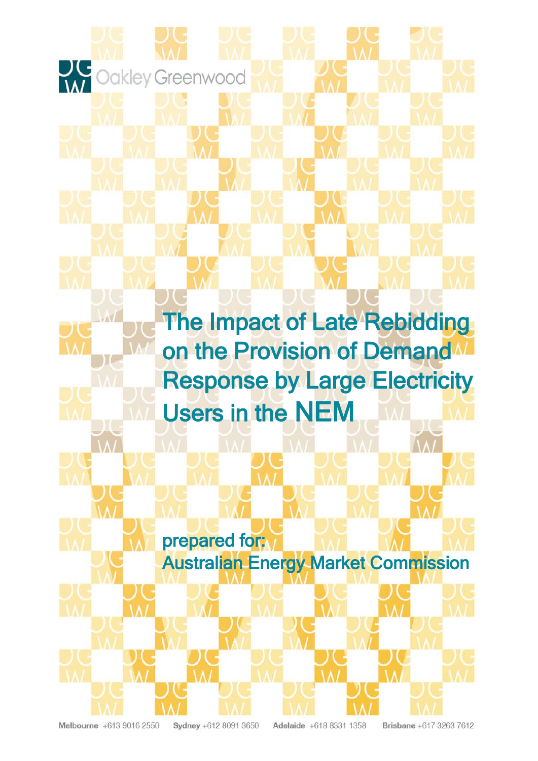Oakley Greenwood

# The Impact of Late Rebidding on the Provision of Demand Response by Large Electricity Users in the NEM

prepared for:
Australian Energy Market Commission

**Melbourne** +613 9016 2550 **Sydney** +612 8091 3650 **Adelaide** +618 8331 1358 **Brisbane** +617 3263 7612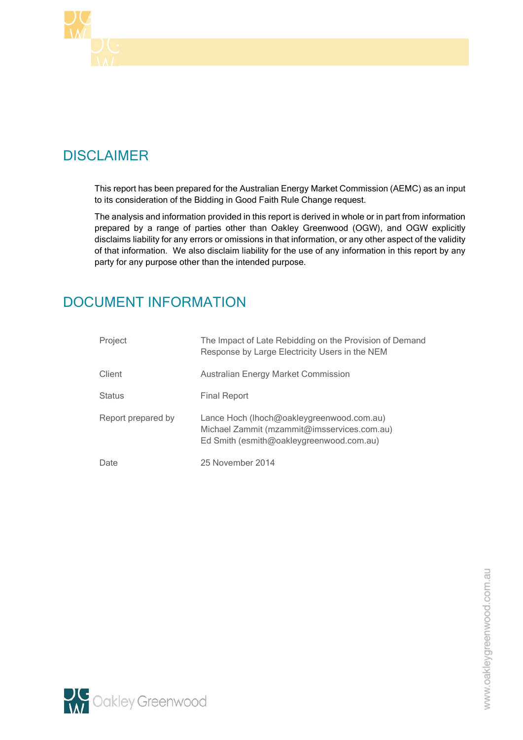## DISCLAIMER

This report has been prepared for the Australian Energy Market Commission (AEMC) as an input to its consideration of the Bidding in Good Faith Rule Change request.

The analysis and information provided in this report is derived in whole or in part from information prepared by a range of parties other than Oakley Greenwood (OGW), and OGW explicitly disclaims liability for any errors or omissions in that information, or any other aspect of the validity of that information. We also disclaim liability for the use of any information in this report by any party for any purpose other than the intended purpose.

## DOCUMENT INFORMATION

| | |
|---|---|
| Project | The Impact of Late Rebidding on the Provision of Demand Response by Large Electricity Users in the NEM |
| Client | Australian Energy Market Commission |
| Status | Final Report |
| Report prepared by | Lance Hoch (lhoch@oakleygreenwood.com.au)<br>Michael Zammit (mzammit@imsservices.com.au)<br>Ed Smith (esmith@oakleygreenwood.com.au) |
| Date | 25 November 2014 |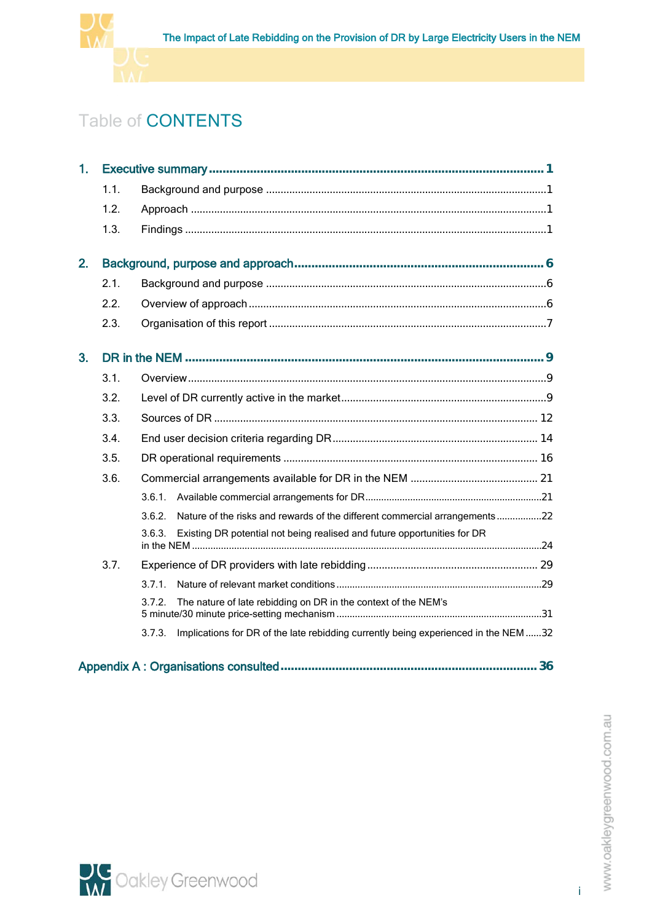# Table of CONTENTS

**1. Executive summary** ..... 1

- 1.1. Background and purpose ..... 1
- 1.2. Approach ..... 1
- 1.3. Findings ..... 1

**2. Background, purpose and approach** ..... 6

- 2.1. Background and purpose ..... 6
- 2.2. Overview of approach ..... 6
- 2.3. Organisation of this report ..... 7

**3. DR in the NEM** ..... 9

- 3.1. Overview ..... 9
- 3.2. Level of DR currently active in the market ..... 9
- 3.3. Sources of DR ..... 12
- 3.4. End user decision criteria regarding DR ..... 14
- 3.5. DR operational requirements ..... 16
- 3.6. Commercial arrangements available for DR in the NEM ..... 21
  - 3.6.1. Available commercial arrangements for DR ..... 21
  - 3.6.2. Nature of the risks and rewards of the different commercial arrangements ..... 22
  - 3.6.3. Existing DR potential not being realised and future opportunities for DR in the NEM ..... 24
- 3.7. Experience of DR providers with late rebidding ..... 29
  - 3.7.1. Nature of relevant market conditions ..... 29
  - 3.7.2. The nature of late rebidding on DR in the context of the NEM's 5 minute/30 minute price-setting mechanism ..... 31
  - 3.7.3. Implications for DR of the late rebidding currently being experienced in the NEM ..... 32

**Appendix A : Organisations consulted** ..... 36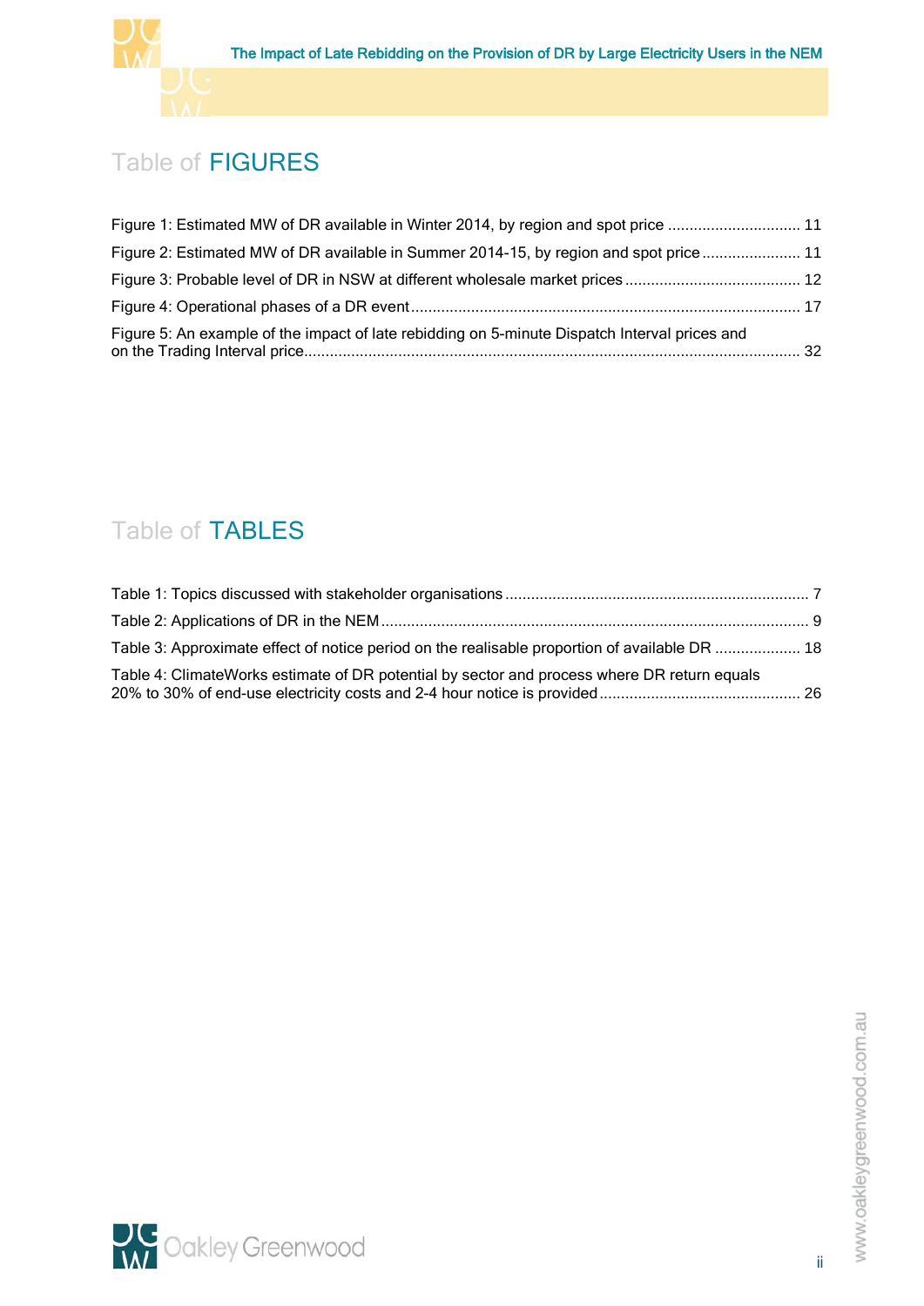## Table of FIGURES

Figure 1: Estimated MW of DR available in Winter 2014, by region and spot price ............................... 11

Figure 2: Estimated MW of DR available in Summer 2014-15, by region and spot price ....................... 11

Figure 3: Probable level of DR in NSW at different wholesale market prices ......................................... 12

Figure 4: Operational phases of a DR event .......................................................................................... 17

Figure 5: An example of the impact of late rebidding on 5-minute Dispatch Interval prices and on the Trading Interval price ........................................................................................................... 32

## Table of TABLES

Table 1: Topics discussed with stakeholder organisations ....................................................................... 7

Table 2: Applications of DR in the NEM .................................................................................................... 9

Table 3: Approximate effect of notice period on the realisable proportion of available DR .................... 18

Table 4: ClimateWorks estimate of DR potential by sector and process where DR return equals 20% to 30% of end-use electricity costs and 2-4 hour notice is provided ............................................... 26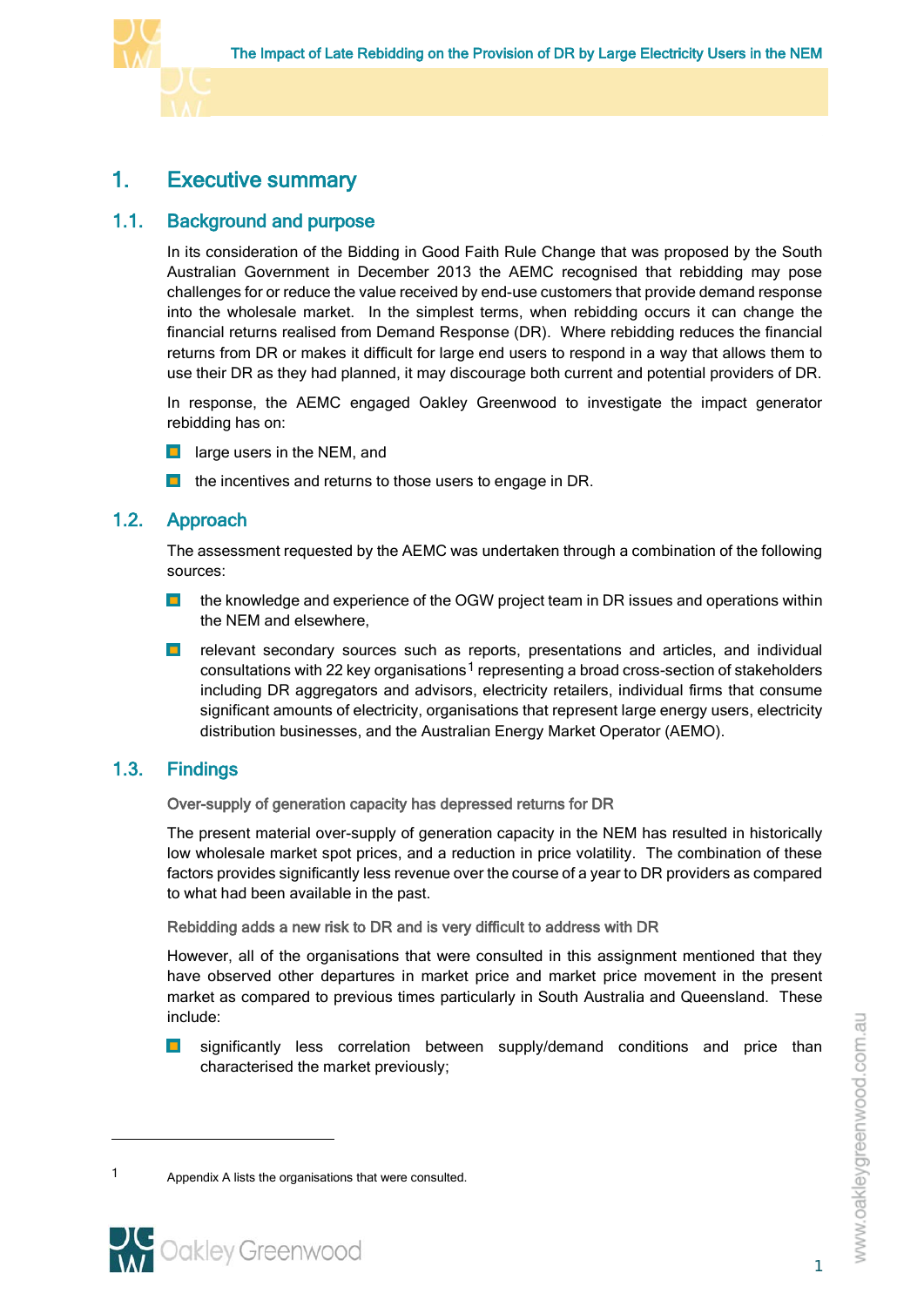# 1. Executive summary

## 1.1. Background and purpose

In its consideration of the Bidding in Good Faith Rule Change that was proposed by the South Australian Government in December 2013 the AEMC recognised that rebidding may pose challenges for or reduce the value received by end-use customers that provide demand response into the wholesale market. In the simplest terms, when rebidding occurs it can change the financial returns realised from Demand Response (DR). Where rebidding reduces the financial returns from DR or makes it difficult for large end users to respond in a way that allows them to use their DR as they had planned, it may discourage both current and potential providers of DR.

In response, the AEMC engaged Oakley Greenwood to investigate the impact generator rebidding has on:

- large users in the NEM, and
- the incentives and returns to those users to engage in DR.

## 1.2. Approach

The assessment requested by the AEMC was undertaken through a combination of the following sources:

- the knowledge and experience of the OGW project team in DR issues and operations within the NEM and elsewhere,
- relevant secondary sources such as reports, presentations and articles, and individual consultations with 22 key organisations[1] representing a broad cross-section of stakeholders including DR aggregators and advisors, electricity retailers, individual firms that consume significant amounts of electricity, organisations that represent large energy users, electricity distribution businesses, and the Australian Energy Market Operator (AEMO).

## 1.3. Findings

### Over-supply of generation capacity has depressed returns for DR

The present material over-supply of generation capacity in the NEM has resulted in historically low wholesale market spot prices, and a reduction in price volatility. The combination of these factors provides significantly less revenue over the course of a year to DR providers as compared to what had been available in the past.

### Rebidding adds a new risk to DR and is very difficult to address with DR

However, all of the organisations that were consulted in this assignment mentioned that they have observed other departures in market price and market price movement in the present market as compared to previous times particularly in South Australia and Queensland. These include:

- significantly less correlation between supply/demand conditions and price than characterised the market previously;

[1] Appendix A lists the organisations that were consulted.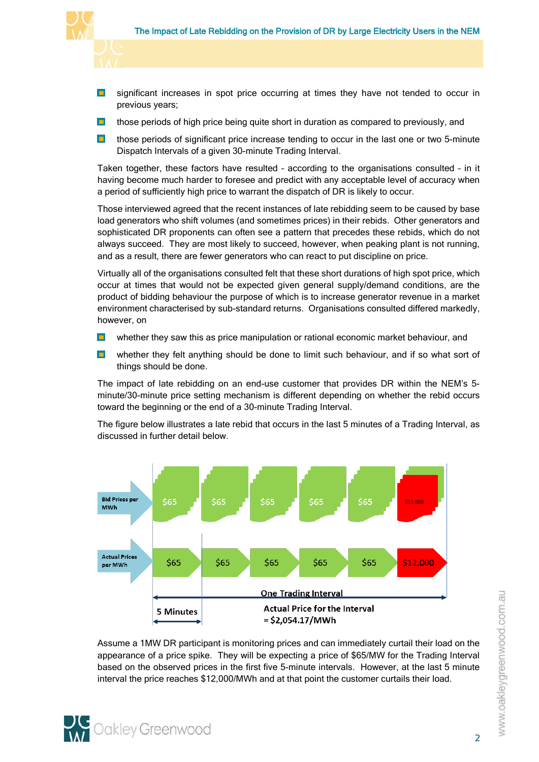- significant increases in spot price occurring at times they have not tended to occur in previous years;
- those periods of high price being quite short in duration as compared to previously, and
- those periods of significant price increase tending to occur in the last one or two 5-minute Dispatch Intervals of a given 30-minute Trading Interval.

Taken together, these factors have resulted – according to the organisations consulted – in it having become much harder to foresee and predict with any acceptable level of accuracy when a period of sufficiently high price to warrant the dispatch of DR is likely to occur.

Those interviewed agreed that the recent instances of late rebidding seem to be caused by base load generators who shift volumes (and sometimes prices) in their rebids. Other generators and sophisticated DR proponents can often see a pattern that precedes these rebids, which do not always succeed. They are most likely to succeed, however, when peaking plant is not running, and as a result, there are fewer generators who can react to put discipline on price.

Virtually all of the organisations consulted felt that these short durations of high spot price, which occur at times that would not be expected given general supply/demand conditions, are the product of bidding behaviour the purpose of which is to increase generator revenue in a market environment characterised by sub-standard returns. Organisations consulted differed markedly, however, on

- whether they saw this as price manipulation or rational economic market behaviour, and
- whether they felt anything should be done to limit such behaviour, and if so what sort of things should be done.

The impact of late rebidding on an end-use customer that provides DR within the NEM's 5-minute/30-minute price setting mechanism is different depending on whether the rebid occurs toward the beginning or the end of a 30-minute Trading Interval.

The figure below illustrates a late rebid that occurs in the last 5 minutes of a Trading Interval, as discussed in further detail below.

| | | | | | | |
|---|---|---|---|---|---|---|
| Bid Prices per MWh | $65 | $65 | $65 | $65 | $65 | $12,000 |
| Actual Prices per MWh | $65 | $65 | $65 | $65 | $65 | $12,000 |

5 Minutes — One Trading Interval

Actual Price for the Interval = $2,054.17/MWh

Assume a 1MW DR participant is monitoring prices and can immediately curtail their load on the appearance of a price spike. They will be expecting a price of $65/MW for the Trading Interval based on the observed prices in the first five 5-minute intervals. However, at the last 5 minute interval the price reaches $12,000/MWh and at that point the customer curtails their load.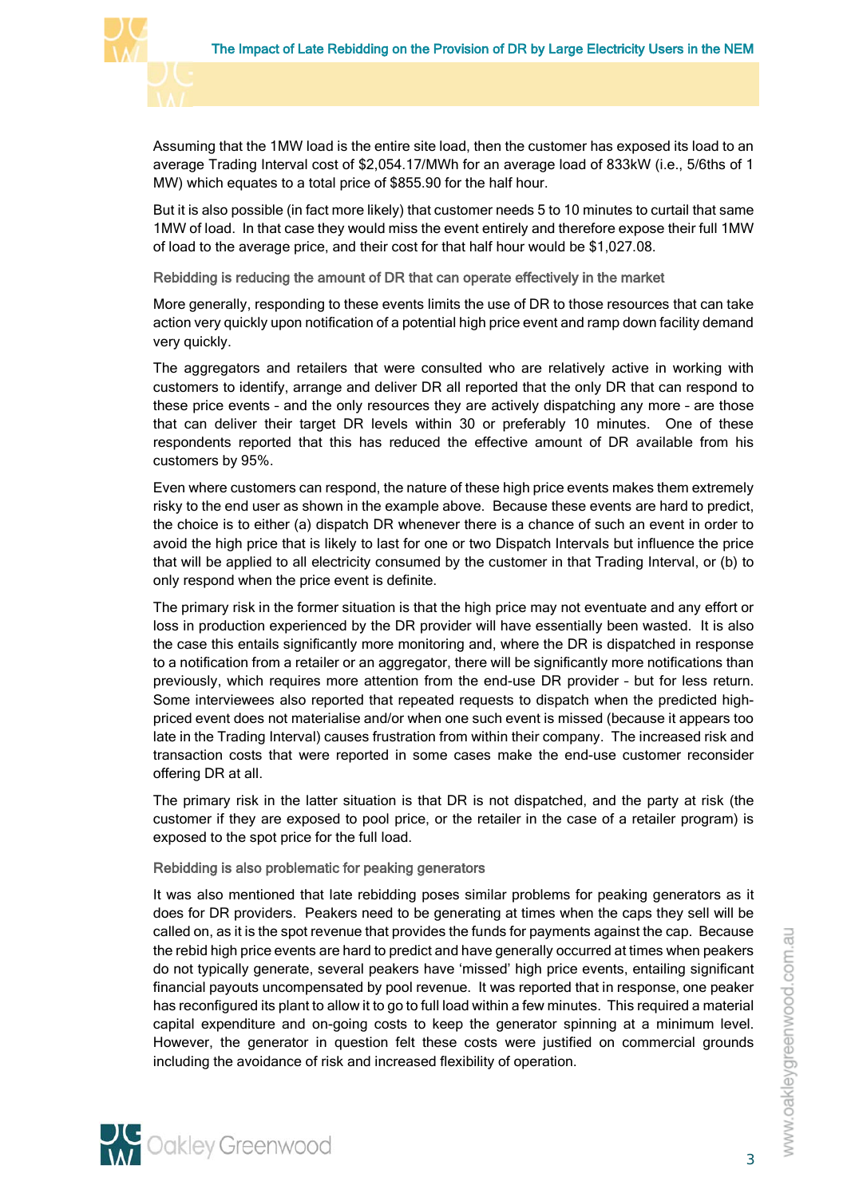Assuming that the 1MW load is the entire site load, then the customer has exposed its load to an average Trading Interval cost of $2,054.17/MWh for an average load of 833kW (i.e., 5/6ths of 1 MW) which equates to a total price of $855.90 for the half hour.

But it is also possible (in fact more likely) that customer needs 5 to 10 minutes to curtail that same 1MW of load. In that case they would miss the event entirely and therefore expose their full 1MW of load to the average price, and their cost for that half hour would be $1,027.08.

### Rebidding is reducing the amount of DR that can operate effectively in the market

More generally, responding to these events limits the use of DR to those resources that can take action very quickly upon notification of a potential high price event and ramp down facility demand very quickly.

The aggregators and retailers that were consulted who are relatively active in working with customers to identify, arrange and deliver DR all reported that the only DR that can respond to these price events – and the only resources they are actively dispatching any more – are those that can deliver their target DR levels within 30 or preferably 10 minutes. One of these respondents reported that this has reduced the effective amount of DR available from his customers by 95%.

Even where customers can respond, the nature of these high price events makes them extremely risky to the end user as shown in the example above. Because these events are hard to predict, the choice is to either (a) dispatch DR whenever there is a chance of such an event in order to avoid the high price that is likely to last for one or two Dispatch Intervals but influence the price that will be applied to all electricity consumed by the customer in that Trading Interval, or (b) to only respond when the price event is definite.

The primary risk in the former situation is that the high price may not eventuate and any effort or loss in production experienced by the DR provider will have essentially been wasted. It is also the case this entails significantly more monitoring and, where the DR is dispatched in response to a notification from a retailer or an aggregator, there will be significantly more notifications than previously, which requires more attention from the end-use DR provider – but for less return. Some interviewees also reported that repeated requests to dispatch when the predicted high-priced event does not materialise and/or when one such event is missed (because it appears too late in the Trading Interval) causes frustration from within their company. The increased risk and transaction costs that were reported in some cases make the end-use customer reconsider offering DR at all.

The primary risk in the latter situation is that DR is not dispatched, and the party at risk (the customer if they are exposed to pool price, or the retailer in the case of a retailer program) is exposed to the spot price for the full load.

### Rebidding is also problematic for peaking generators

It was also mentioned that late rebidding poses similar problems for peaking generators as it does for DR providers. Peakers need to be generating at times when the caps they sell will be called on, as it is the spot revenue that provides the funds for payments against the cap. Because the rebid high price events are hard to predict and have generally occurred at times when peakers do not typically generate, several peakers have 'missed' high price events, entailing significant financial payouts uncompensated by pool revenue. It was reported that in response, one peaker has reconfigured its plant to allow it to go to full load within a few minutes. This required a material capital expenditure and on-going costs to keep the generator spinning at a minimum level. However, the generator in question felt these costs were justified on commercial grounds including the avoidance of risk and increased flexibility of operation.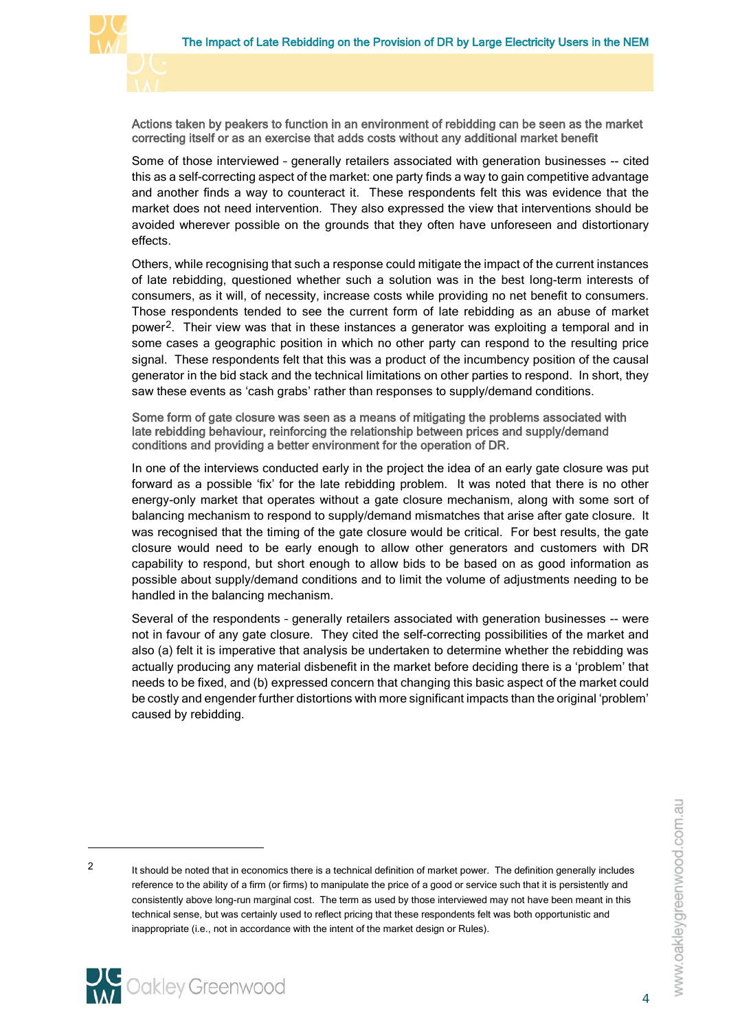### Actions taken by peakers to function in an environment of rebidding can be seen as the market correcting itself or as an exercise that adds costs without any additional market benefit

Some of those interviewed – generally retailers associated with generation businesses -- cited this as a self-correcting aspect of the market: one party finds a way to gain competitive advantage and another finds a way to counteract it. These respondents felt this was evidence that the market does not need intervention. They also expressed the view that interventions should be avoided wherever possible on the grounds that they often have unforeseen and distortionary effects.

Others, while recognising that such a response could mitigate the impact of the current instances of late rebidding, questioned whether such a solution was in the best long-term interests of consumers, as it will, of necessity, increase costs while providing no net benefit to consumers. Those respondents tended to see the current form of late rebidding as an abuse of market power[2]. Their view was that in these instances a generator was exploiting a temporal and in some cases a geographic position in which no other party can respond to the resulting price signal. These respondents felt that this was a product of the incumbency position of the causal generator in the bid stack and the technical limitations on other parties to respond. In short, they saw these events as 'cash grabs' rather than responses to supply/demand conditions.

### Some form of gate closure was seen as a means of mitigating the problems associated with late rebidding behaviour, reinforcing the relationship between prices and supply/demand conditions and providing a better environment for the operation of DR.

In one of the interviews conducted early in the project the idea of an early gate closure was put forward as a possible 'fix' for the late rebidding problem. It was noted that there is no other energy-only market that operates without a gate closure mechanism, along with some sort of balancing mechanism to respond to supply/demand mismatches that arise after gate closure. It was recognised that the timing of the gate closure would be critical. For best results, the gate closure would need to be early enough to allow other generators and customers with DR capability to respond, but short enough to allow bids to be based on as good information as possible about supply/demand conditions and to limit the volume of adjustments needing to be handled in the balancing mechanism.

Several of the respondents – generally retailers associated with generation businesses -- were not in favour of any gate closure. They cited the self-correcting possibilities of the market and also (a) felt it is imperative that analysis be undertaken to determine whether the rebidding was actually producing any material disbenefit in the market before deciding there is a 'problem' that needs to be fixed, and (b) expressed concern that changing this basic aspect of the market could be costly and engender further distortions with more significant impacts than the original 'problem' caused by rebidding.

---

[2] It should be noted that in economics there is a technical definition of market power. The definition generally includes reference to the ability of a firm (or firms) to manipulate the price of a good or service such that it is persistently and consistently above long-run marginal cost. The term as used by those interviewed may not have been meant in this technical sense, but was certainly used to reflect pricing that these respondents felt was both opportunistic and inappropriate (i.e., not in accordance with the intent of the market design or Rules).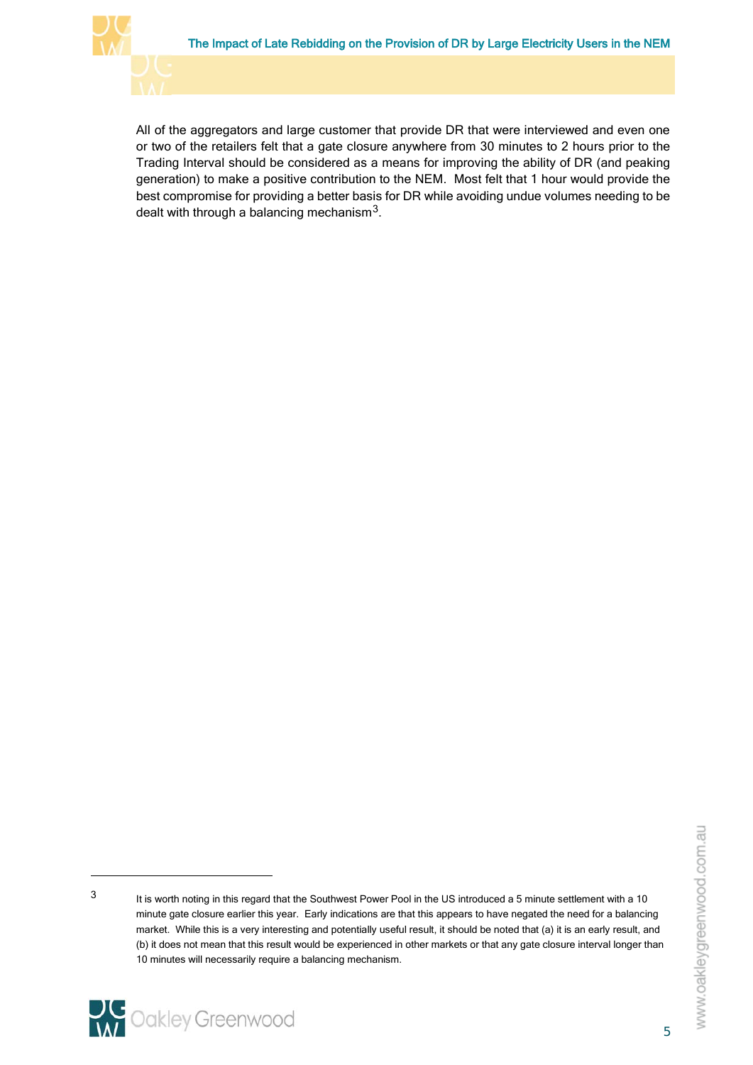All of the aggregators and large customer that provide DR that were interviewed and even one or two of the retailers felt that a gate closure anywhere from 30 minutes to 2 hours prior to the Trading Interval should be considered as a means for improving the ability of DR (and peaking generation) to make a positive contribution to the NEM. Most felt that 1 hour would provide the best compromise for providing a better basis for DR while avoiding undue volumes needing to be dealt with through a balancing mechanism[3].

[3] It is worth noting in this regard that the Southwest Power Pool in the US introduced a 5 minute settlement with a 10 minute gate closure earlier this year. Early indications are that this appears to have negated the need for a balancing market. While this is a very interesting and potentially useful result, it should be noted that (a) it is an early result, and (b) it does not mean that this result would be experienced in other markets or that any gate closure interval longer than 10 minutes will necessarily require a balancing mechanism.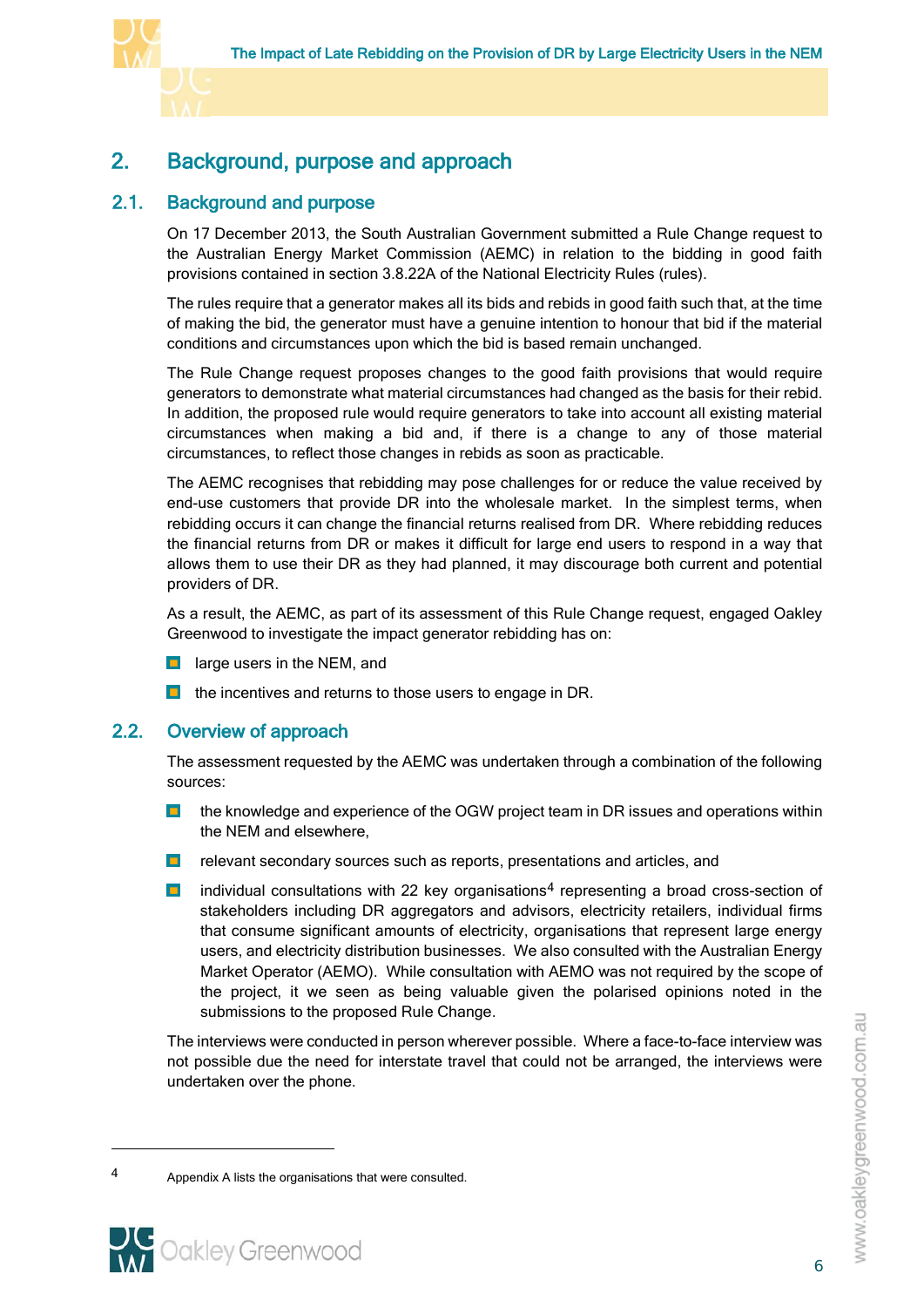# 2. Background, purpose and approach

## 2.1. Background and purpose

On 17 December 2013, the South Australian Government submitted a Rule Change request to the Australian Energy Market Commission (AEMC) in relation to the bidding in good faith provisions contained in section 3.8.22A of the National Electricity Rules (rules).

The rules require that a generator makes all its bids and rebids in good faith such that, at the time of making the bid, the generator must have a genuine intention to honour that bid if the material conditions and circumstances upon which the bid is based remain unchanged.

The Rule Change request proposes changes to the good faith provisions that would require generators to demonstrate what material circumstances had changed as the basis for their rebid. In addition, the proposed rule would require generators to take into account all existing material circumstances when making a bid and, if there is a change to any of those material circumstances, to reflect those changes in rebids as soon as practicable.

The AEMC recognises that rebidding may pose challenges for or reduce the value received by end-use customers that provide DR into the wholesale market. In the simplest terms, when rebidding occurs it can change the financial returns realised from DR. Where rebidding reduces the financial returns from DR or makes it difficult for large end users to respond in a way that allows them to use their DR as they had planned, it may discourage both current and potential providers of DR.

As a result, the AEMC, as part of its assessment of this Rule Change request, engaged Oakley Greenwood to investigate the impact generator rebidding has on:

- large users in the NEM, and
- the incentives and returns to those users to engage in DR.

## 2.2. Overview of approach

The assessment requested by the AEMC was undertaken through a combination of the following sources:

- the knowledge and experience of the OGW project team in DR issues and operations within the NEM and elsewhere,
- relevant secondary sources such as reports, presentations and articles, and
- individual consultations with 22 key organisations[4] representing a broad cross-section of stakeholders including DR aggregators and advisors, electricity retailers, individual firms that consume significant amounts of electricity, organisations that represent large energy users, and electricity distribution businesses. We also consulted with the Australian Energy Market Operator (AEMO). While consultation with AEMO was not required by the scope of the project, it we seen as being valuable given the polarised opinions noted in the submissions to the proposed Rule Change.

The interviews were conducted in person wherever possible. Where a face-to-face interview was not possible due the need for interstate travel that could not be arranged, the interviews were undertaken over the phone.

---

[4] Appendix A lists the organisations that were consulted.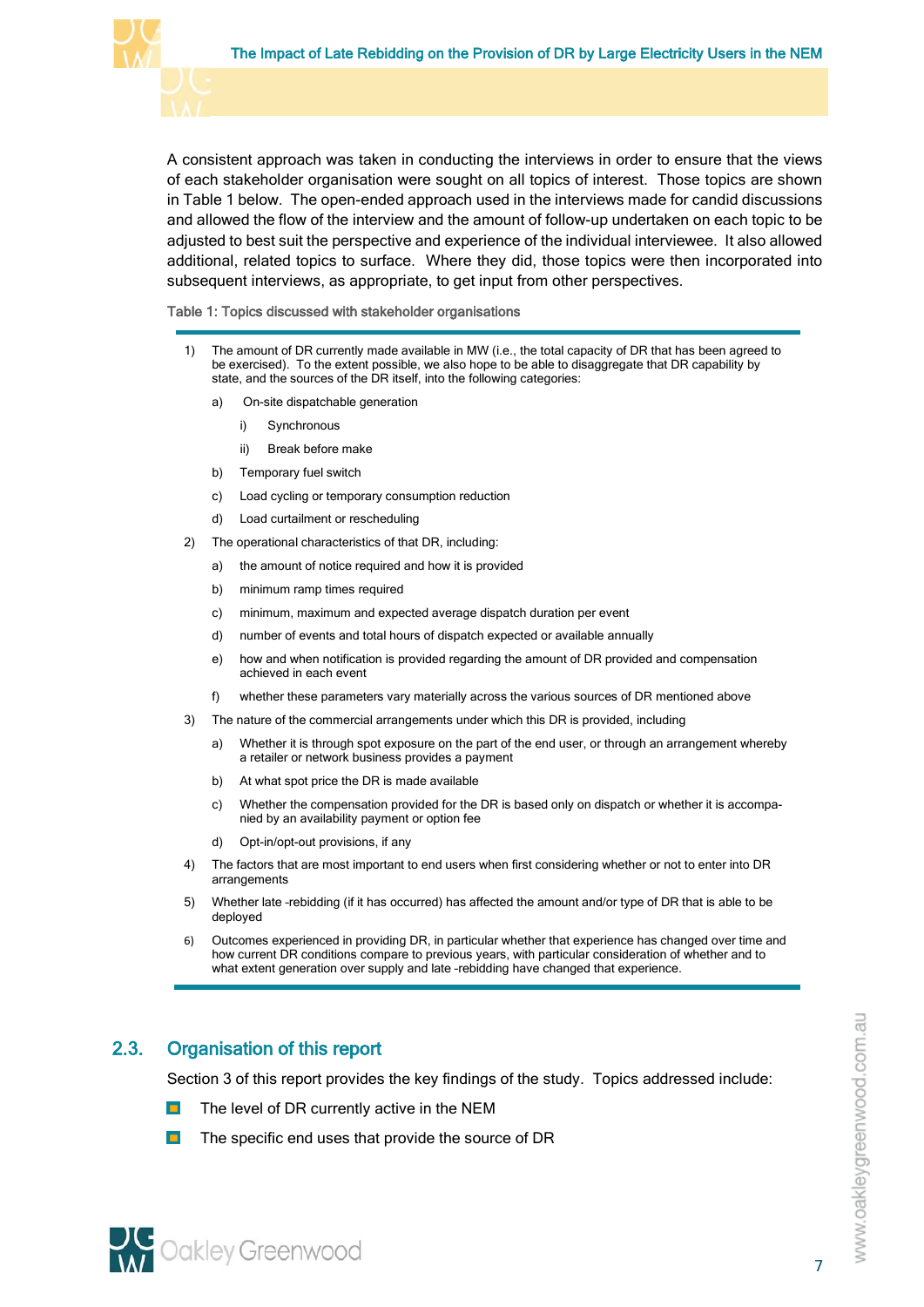A consistent approach was taken in conducting the interviews in order to ensure that the views of each stakeholder organisation were sought on all topics of interest. Those topics are shown in Table 1 below. The open-ended approach used in the interviews made for candid discussions and allowed the flow of the interview and the amount of follow-up undertaken on each topic to be adjusted to best suit the perspective and experience of the individual interviewee. It also allowed additional, related topics to surface. Where they did, those topics were then incorporated into subsequent interviews, as appropriate, to get input from other perspectives.

Table 1: Topics discussed with stakeholder organisations

1) The amount of DR currently made available in MW (i.e., the total capacity of DR that has been agreed to be exercised). To the extent possible, we also hope to be able to disaggregate that DR capability by state, and the sources of the DR itself, into the following categories:
   a) On-site dispatchable generation
      i) Synchronous
      ii) Break before make
   b) Temporary fuel switch
   c) Load cycling or temporary consumption reduction
   d) Load curtailment or rescheduling
2) The operational characteristics of that DR, including:
   a) the amount of notice required and how it is provided
   b) minimum ramp times required
   c) minimum, maximum and expected average dispatch duration per event
   d) number of events and total hours of dispatch expected or available annually
   e) how and when notification is provided regarding the amount of DR provided and compensation achieved in each event
   f) whether these parameters vary materially across the various sources of DR mentioned above
3) The nature of the commercial arrangements under which this DR is provided, including
   a) Whether it is through spot exposure on the part of the end user, or through an arrangement whereby a retailer or network business provides a payment
   b) At what spot price the DR is made available
   c) Whether the compensation provided for the DR is based only on dispatch or whether it is accompanied by an availability payment or option fee
   d) Opt-in/opt-out provisions, if any
4) The factors that are most important to end users when first considering whether or not to enter into DR arrangements
5) Whether late -rebidding (if it has occurred) has affected the amount and/or type of DR that is able to be deployed
6) Outcomes experienced in providing DR, in particular whether that experience has changed over time and how current DR conditions compare to previous years, with particular consideration of whether and to what extent generation over supply and late -rebidding have changed that experience.

## 2.3. Organisation of this report

Section 3 of this report provides the key findings of the study. Topics addressed include:

- The level of DR currently active in the NEM
- The specific end uses that provide the source of DR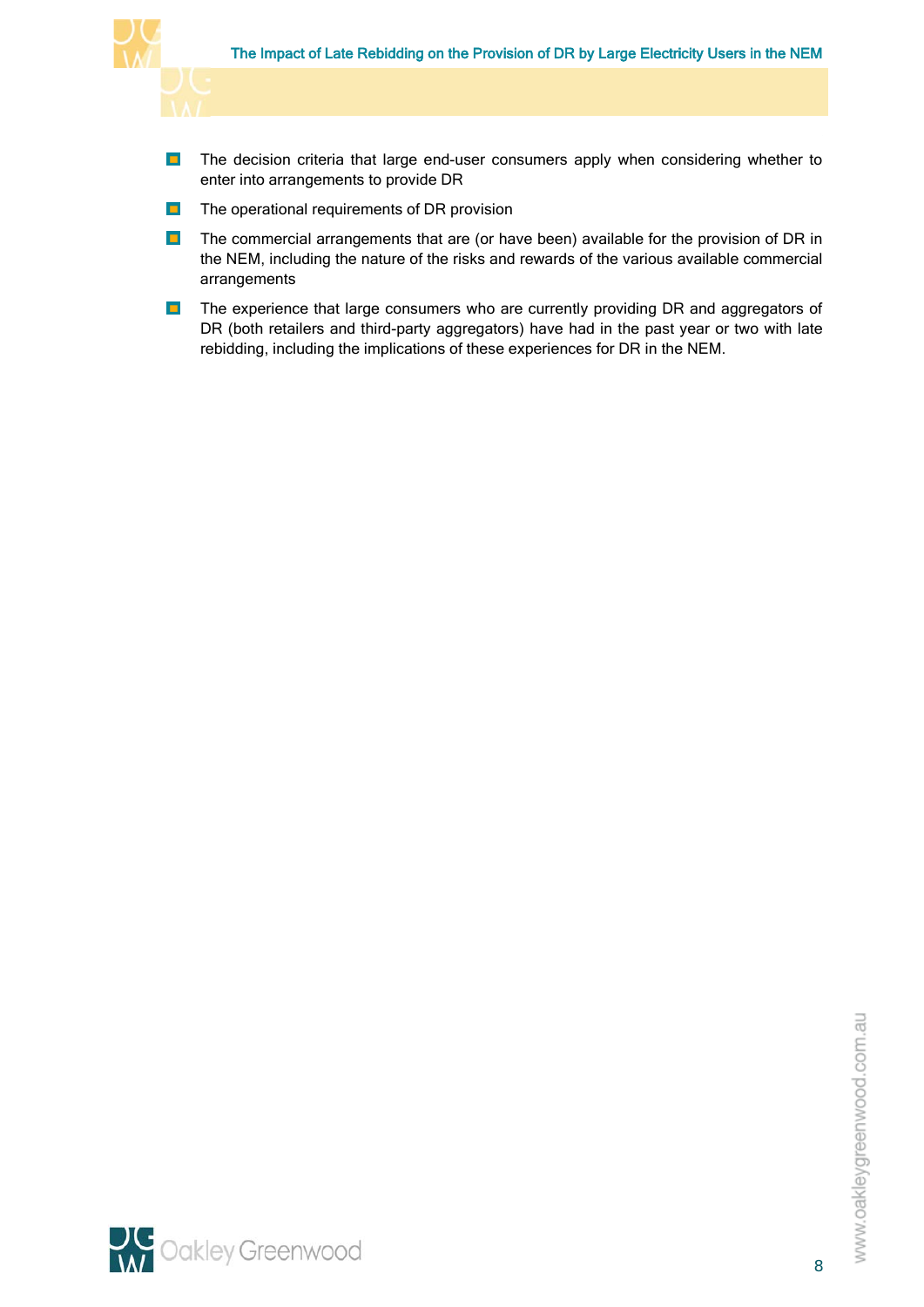- The decision criteria that large end-user consumers apply when considering whether to enter into arrangements to provide DR
- The operational requirements of DR provision
- The commercial arrangements that are (or have been) available for the provision of DR in the NEM, including the nature of the risks and rewards of the various available commercial arrangements
- The experience that large consumers who are currently providing DR and aggregators of DR (both retailers and third-party aggregators) have had in the past year or two with late rebidding, including the implications of these experiences for DR in the NEM.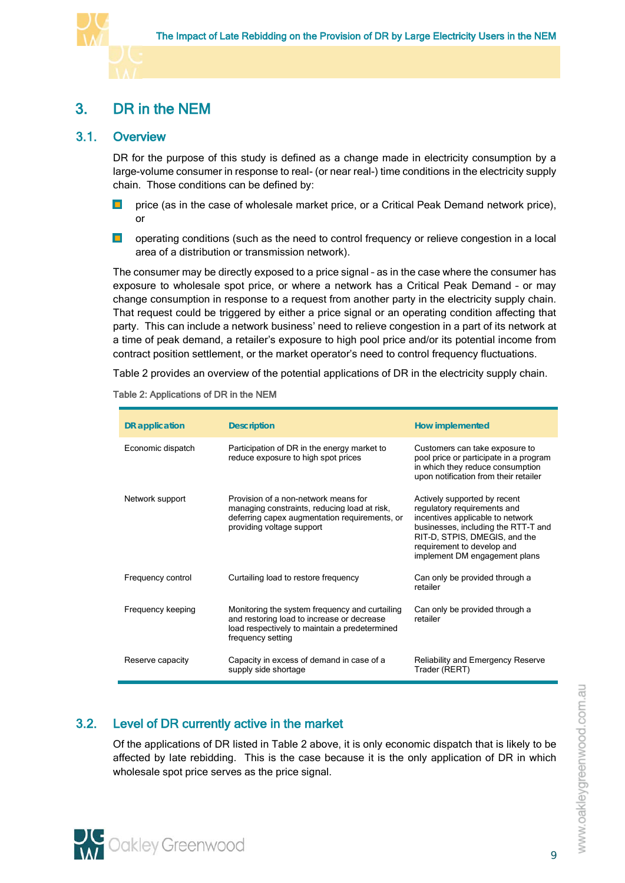## 3. DR in the NEM

### 3.1. Overview

DR for the purpose of this study is defined as a change made in electricity consumption by a large-volume consumer in response to real- (or near real-) time conditions in the electricity supply chain. Those conditions can be defined by:

- price (as in the case of wholesale market price, or a Critical Peak Demand network price), or
- operating conditions (such as the need to control frequency or relieve congestion in a local area of a distribution or transmission network).

The consumer may be directly exposed to a price signal – as in the case where the consumer has exposure to wholesale spot price, or where a network has a Critical Peak Demand – or may change consumption in response to a request from another party in the electricity supply chain. That request could be triggered by either a price signal or an operating condition affecting that party. This can include a network business' need to relieve congestion in a part of its network at a time of peak demand, a retailer's exposure to high pool price and/or its potential income from contract position settlement, or the market operator's need to control frequency fluctuations.

Table 2 provides an overview of the potential applications of DR in the electricity supply chain.

Table 2: Applications of DR in the NEM

| DR application | Description | How implemented |
|---|---|---|
| Economic dispatch | Participation of DR in the energy market to reduce exposure to high spot prices | Customers can take exposure to pool price or participate in a program in which they reduce consumption upon notification from their retailer |
| Network support | Provision of a non-network means for managing constraints, reducing load at risk, deferring capex augmentation requirements, or providing voltage support | Actively supported by recent regulatory requirements and incentives applicable to network businesses, including the RTT-T and RIT-D, STPIS, DMEGIS, and the requirement to develop and implement DM engagement plans |
| Frequency control | Curtailing load to restore frequency | Can only be provided through a retailer |
| Frequency keeping | Monitoring the system frequency and curtailing and restoring load to increase or decrease load respectively to maintain a predetermined frequency setting | Can only be provided through a retailer |
| Reserve capacity | Capacity in excess of demand in case of a supply side shortage | Reliability and Emergency Reserve Trader (RERT) |

### 3.2. Level of DR currently active in the market

Of the applications of DR listed in Table 2 above, it is only economic dispatch that is likely to be affected by late rebidding. This is the case because it is the only application of DR in which wholesale spot price serves as the price signal.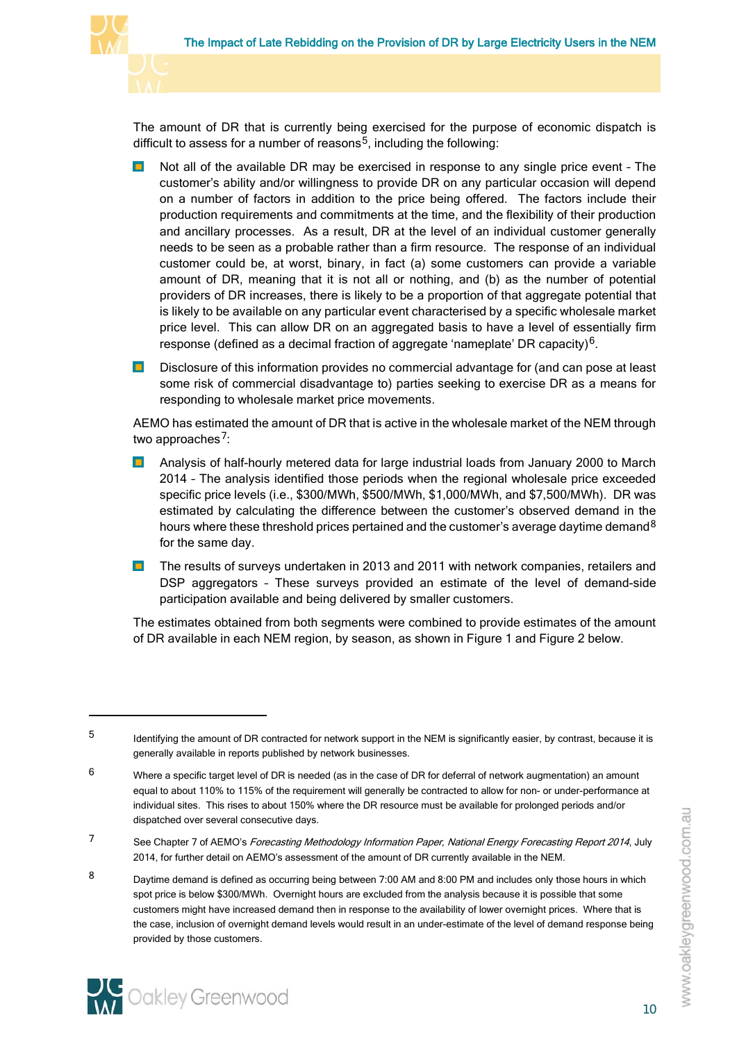The amount of DR that is currently being exercised for the purpose of economic dispatch is difficult to assess for a number of reasons[5], including the following:

- Not all of the available DR may be exercised in response to any single price event – The customer's ability and/or willingness to provide DR on any particular occasion will depend on a number of factors in addition to the price being offered. The factors include their production requirements and commitments at the time, and the flexibility of their production and ancillary processes. As a result, DR at the level of an individual customer generally needs to be seen as a probable rather than a firm resource. The response of an individual customer could be, at worst, binary, in fact (a) some customers can provide a variable amount of DR, meaning that it is not all or nothing, and (b) as the number of potential providers of DR increases, there is likely to be a proportion of that aggregate potential that is likely to be available on any particular event characterised by a specific wholesale market price level. This can allow DR on an aggregated basis to have a level of essentially firm response (defined as a decimal fraction of aggregate 'nameplate' DR capacity)[6].
- Disclosure of this information provides no commercial advantage for (and can pose at least some risk of commercial disadvantage to) parties seeking to exercise DR as a means for responding to wholesale market price movements.

AEMO has estimated the amount of DR that is active in the wholesale market of the NEM through two approaches[7]:

- Analysis of half-hourly metered data for large industrial loads from January 2000 to March 2014 – The analysis identified those periods when the regional wholesale price exceeded specific price levels (i.e., $300/MWh, $500/MWh, $1,000/MWh, and $7,500/MWh). DR was estimated by calculating the difference between the customer's observed demand in the hours where these threshold prices pertained and the customer's average daytime demand[8] for the same day.
- The results of surveys undertaken in 2013 and 2011 with network companies, retailers and DSP aggregators – These surveys provided an estimate of the level of demand-side participation available and being delivered by smaller customers.

The estimates obtained from both segments were combined to provide estimates of the amount of DR available in each NEM region, by season, as shown in Figure 1 and Figure 2 below.

---

[5] Identifying the amount of DR contracted for network support in the NEM is significantly easier, by contrast, because it is generally available in reports published by network businesses.

[6] Where a specific target level of DR is needed (as in the case of DR for deferral of network augmentation) an amount equal to about 110% to 115% of the requirement will generally be contracted to allow for non- or under-performance at individual sites. This rises to about 150% where the DR resource must be available for prolonged periods and/or dispatched over several consecutive days.

[7] See Chapter 7 of AEMO's *Forecasting Methodology Information Paper, National Energy Forecasting Report 2014*, July 2014, for further detail on AEMO's assessment of the amount of DR currently available in the NEM.

[8] Daytime demand is defined as occurring being between 7:00 AM and 8:00 PM and includes only those hours in which spot price is below $300/MWh. Overnight hours are excluded from the analysis because it is possible that some customers might have increased demand then in response to the availability of lower overnight prices. Where that is the case, inclusion of overnight demand levels would result in an under-estimate of the level of demand response being provided by those customers.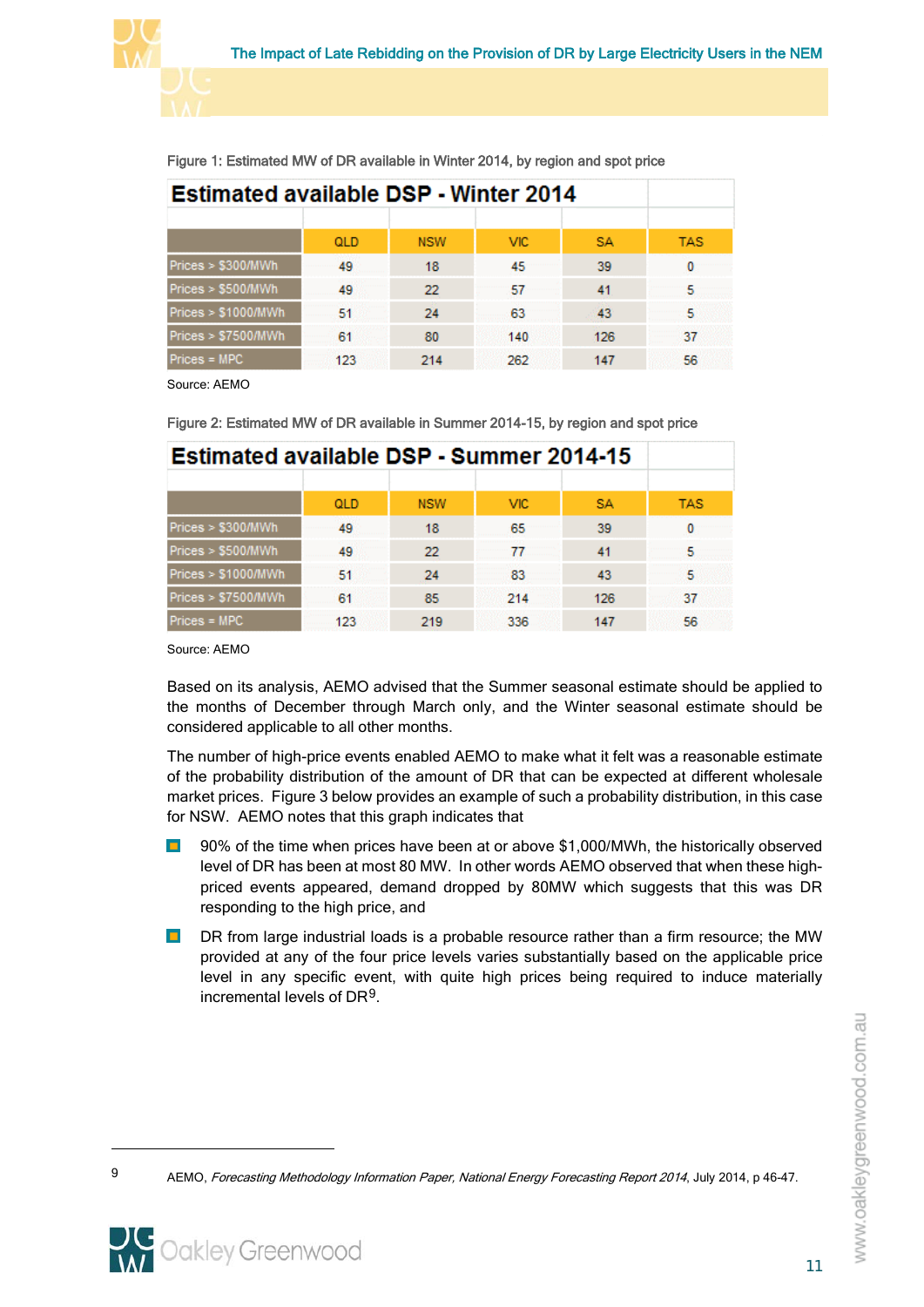Figure 1: Estimated MW of DR available in Winter 2014, by region and spot price

| Estimated available DSP - Winter 2014 | | | | | |
|---|---|---|---|---|---|
| | QLD | NSW | VIC | SA | TAS |
| Prices > $300/MWh | 49 | 18 | 45 | 39 | 0 |
| Prices > $500/MWh | 49 | 22 | 57 | 41 | 5 |
| Prices > $1000/MWh | 51 | 24 | 63 | 43 | 5 |
| Prices > $7500/MWh | 61 | 80 | 140 | 126 | 37 |
| Prices = MPC | 123 | 214 | 262 | 147 | 56 |

Source: AEMO

Figure 2: Estimated MW of DR available in Summer 2014-15, by region and spot price

| Estimated available DSP - Summer 2014-15 | | | | | |
|---|---|---|---|---|---|
| | QLD | NSW | VIC | SA | TAS |
| Prices > $300/MWh | 49 | 18 | 65 | 39 | 0 |
| Prices > $500/MWh | 49 | 22 | 77 | 41 | 5 |
| Prices > $1000/MWh | 51 | 24 | 83 | 43 | 5 |
| Prices > $7500/MWh | 61 | 85 | 214 | 126 | 37 |
| Prices = MPC | 123 | 219 | 336 | 147 | 56 |

Source: AEMO

Based on its analysis, AEMO advised that the Summer seasonal estimate should be applied to the months of December through March only, and the Winter seasonal estimate should be considered applicable to all other months.

The number of high-price events enabled AEMO to make what it felt was a reasonable estimate of the probability distribution of the amount of DR that can be expected at different wholesale market prices. Figure 3 below provides an example of such a probability distribution, in this case for NSW. AEMO notes that this graph indicates that

- 90% of the time when prices have been at or above $1,000/MWh, the historically observed level of DR has been at most 80 MW. In other words AEMO observed that when these high-priced events appeared, demand dropped by 80MW which suggests that this was DR responding to the high price, and
- DR from large industrial loads is a probable resource rather than a firm resource; the MW provided at any of the four price levels varies substantially based on the applicable price level in any specific event, with quite high prices being required to induce materially incremental levels of DR[9].

---

[9] AEMO, *Forecasting Methodology Information Paper, National Energy Forecasting Report 2014*, July 2014, p 46-47.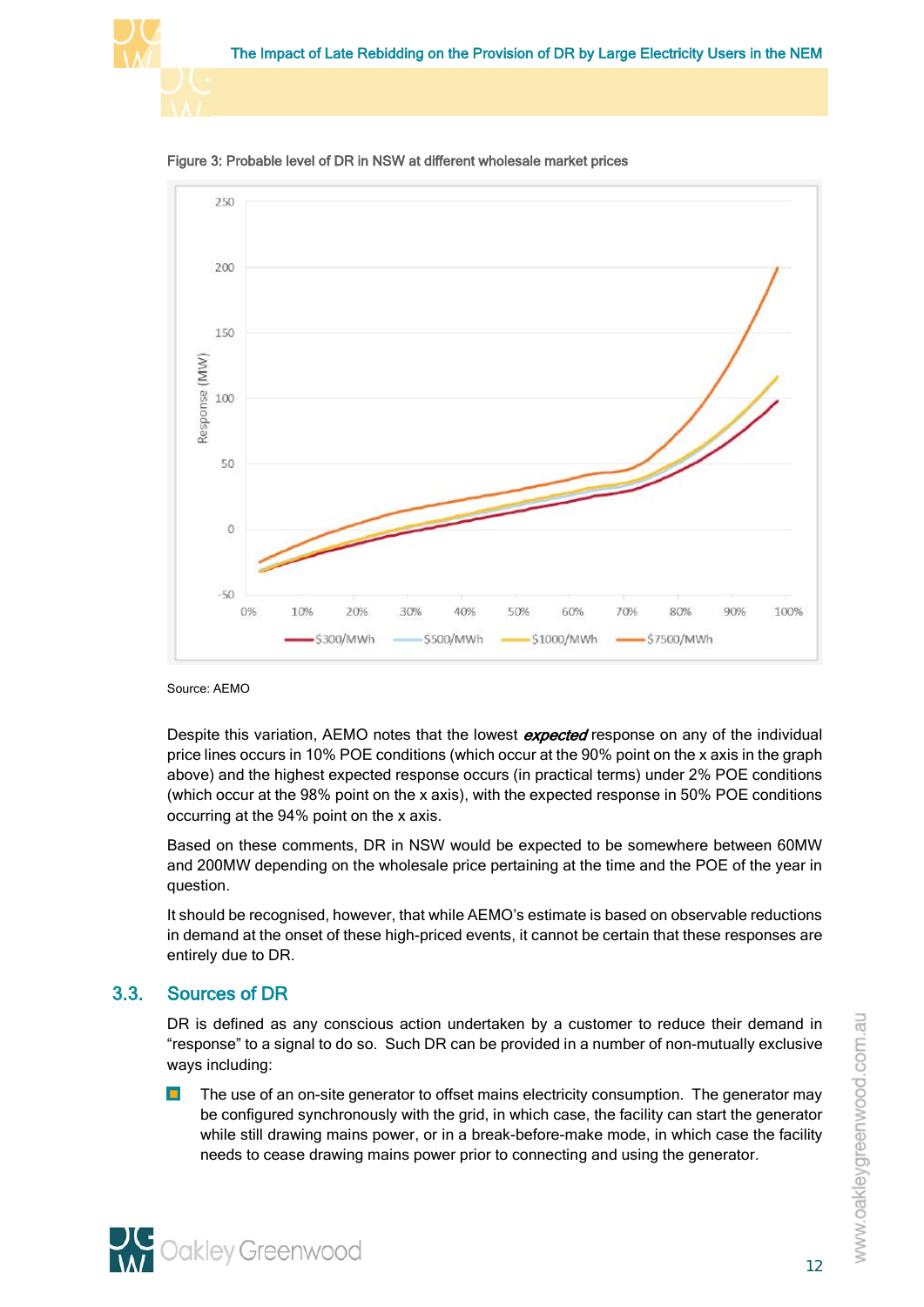Figure 3: Probable level of DR in NSW at different wholesale market prices

250
200
150
100
50
0
-50

Response (MW)

0%
10%
20%
30%
40%
50%
60%
70%
80%
90%
100%

$300/MWh
$500/MWh
$1000/MWh
$7500/MWh

Source: AEMO

Despite this variation, AEMO notes that the lowest ***expected*** response on any of the individual price lines occurs in 10% POE conditions (which occur at the 90% point on the x axis in the graph above) and the highest expected response occurs (in practical terms) under 2% POE conditions (which occur at the 98% point on the x axis), with the expected response in 50% POE conditions occurring at the 94% point on the x axis.

Based on these comments, DR in NSW would be expected to be somewhere between 60MW and 200MW depending on the wholesale price pertaining at the time and the POE of the year in question.

It should be recognised, however, that while AEMO's estimate is based on observable reductions in demand at the onset of these high-priced events, it cannot be certain that these responses are entirely due to DR.

## 3.3. Sources of DR

DR is defined as any conscious action undertaken by a customer to reduce their demand in "response" to a signal to do so. Such DR can be provided in a number of non-mutually exclusive ways including:

- The use of an on-site generator to offset mains electricity consumption. The generator may be configured synchronously with the grid, in which case, the facility can start the generator while still drawing mains power, or in a break-before-make mode, in which case the facility needs to cease drawing mains power prior to connecting and using the generator.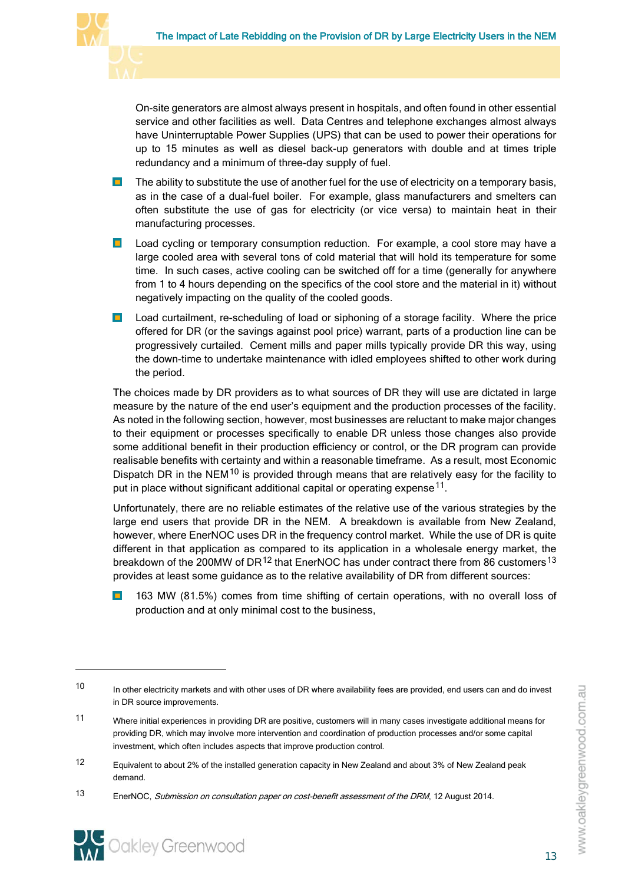On-site generators are almost always present in hospitals, and often found in other essential service and other facilities as well. Data Centres and telephone exchanges almost always have Uninterruptable Power Supplies (UPS) that can be used to power their operations for up to 15 minutes as well as diesel back-up generators with double and at times triple redundancy and a minimum of three-day supply of fuel.

- The ability to substitute the use of another fuel for the use of electricity on a temporary basis, as in the case of a dual-fuel boiler. For example, glass manufacturers and smelters can often substitute the use of gas for electricity (or vice versa) to maintain heat in their manufacturing processes.
- Load cycling or temporary consumption reduction. For example, a cool store may have a large cooled area with several tons of cold material that will hold its temperature for some time. In such cases, active cooling can be switched off for a time (generally for anywhere from 1 to 4 hours depending on the specifics of the cool store and the material in it) without negatively impacting on the quality of the cooled goods.
- Load curtailment, re-scheduling of load or siphoning of a storage facility. Where the price offered for DR (or the savings against pool price) warrant, parts of a production line can be progressively curtailed. Cement mills and paper mills typically provide DR this way, using the down-time to undertake maintenance with idled employees shifted to other work during the period.

The choices made by DR providers as to what sources of DR they will use are dictated in large measure by the nature of the end user's equipment and the production processes of the facility. As noted in the following section, however, most businesses are reluctant to make major changes to their equipment or processes specifically to enable DR unless those changes also provide some additional benefit in their production efficiency or control, or the DR program can provide realisable benefits with certainty and within a reasonable timeframe. As a result, most Economic Dispatch DR in the NEM[10] is provided through means that are relatively easy for the facility to put in place without significant additional capital or operating expense[11].

Unfortunately, there are no reliable estimates of the relative use of the various strategies by the large end users that provide DR in the NEM. A breakdown is available from New Zealand, however, where EnerNOC uses DR in the frequency control market. While the use of DR is quite different in that application as compared to its application in a wholesale energy market, the breakdown of the 200MW of DR[12] that EnerNOC has under contract there from 86 customers[13] provides at least some guidance as to the relative availability of DR from different sources:

- 163 MW (81.5%) comes from time shifting of certain operations, with no overall loss of production and at only minimal cost to the business,

---

10 In other electricity markets and with other uses of DR where availability fees are provided, end users can and do invest in DR source improvements.

11 Where initial experiences in providing DR are positive, customers will in many cases investigate additional means for providing DR, which may involve more intervention and coordination of production processes and/or some capital investment, which often includes aspects that improve production control.

12 Equivalent to about 2% of the installed generation capacity in New Zealand and about 3% of New Zealand peak demand.

13 EnerNOC, *Submission on consultation paper on cost-benefit assessment of the DRM*, 12 August 2014.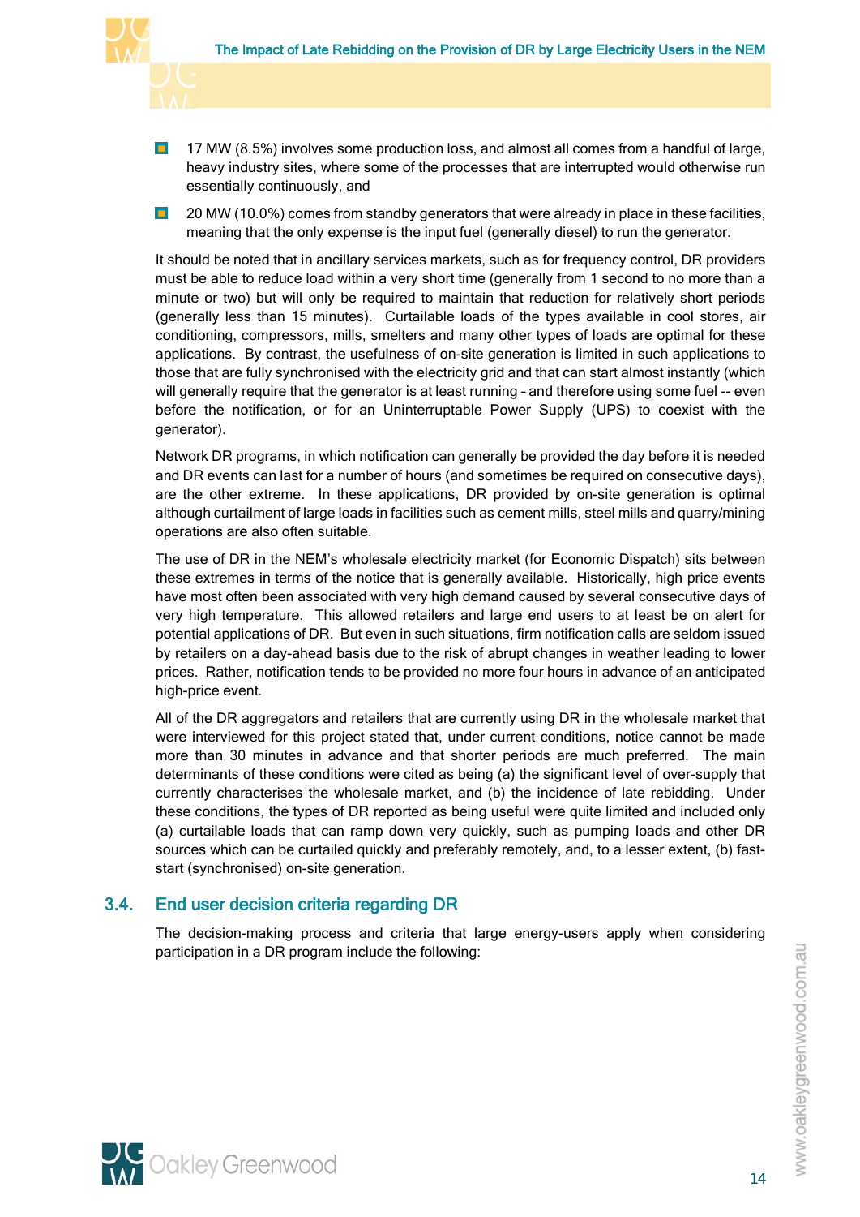- 17 MW (8.5%) involves some production loss, and almost all comes from a handful of large, heavy industry sites, where some of the processes that are interrupted would otherwise run essentially continuously, and
- 20 MW (10.0%) comes from standby generators that were already in place in these facilities, meaning that the only expense is the input fuel (generally diesel) to run the generator.

It should be noted that in ancillary services markets, such as for frequency control, DR providers must be able to reduce load within a very short time (generally from 1 second to no more than a minute or two) but will only be required to maintain that reduction for relatively short periods (generally less than 15 minutes). Curtailable loads of the types available in cool stores, air conditioning, compressors, mills, smelters and many other types of loads are optimal for these applications. By contrast, the usefulness of on-site generation is limited in such applications to those that are fully synchronised with the electricity grid and that can start almost instantly (which will generally require that the generator is at least running – and therefore using some fuel -- even before the notification, or for an Uninterruptable Power Supply (UPS) to coexist with the generator).

Network DR programs, in which notification can generally be provided the day before it is needed and DR events can last for a number of hours (and sometimes be required on consecutive days), are the other extreme. In these applications, DR provided by on-site generation is optimal although curtailment of large loads in facilities such as cement mills, steel mills and quarry/mining operations are also often suitable.

The use of DR in the NEM's wholesale electricity market (for Economic Dispatch) sits between these extremes in terms of the notice that is generally available. Historically, high price events have most often been associated with very high demand caused by several consecutive days of very high temperature. This allowed retailers and large end users to at least be on alert for potential applications of DR. But even in such situations, firm notification calls are seldom issued by retailers on a day-ahead basis due to the risk of abrupt changes in weather leading to lower prices. Rather, notification tends to be provided no more four hours in advance of an anticipated high-price event.

All of the DR aggregators and retailers that are currently using DR in the wholesale market that were interviewed for this project stated that, under current conditions, notice cannot be made more than 30 minutes in advance and that shorter periods are much preferred. The main determinants of these conditions were cited as being (a) the significant level of over-supply that currently characterises the wholesale market, and (b) the incidence of late rebidding. Under these conditions, the types of DR reported as being useful were quite limited and included only (a) curtailable loads that can ramp down very quickly, such as pumping loads and other DR sources which can be curtailed quickly and preferably remotely, and, to a lesser extent, (b) fast-start (synchronised) on-site generation.

## 3.4. End user decision criteria regarding DR

The decision-making process and criteria that large energy-users apply when considering participation in a DR program include the following: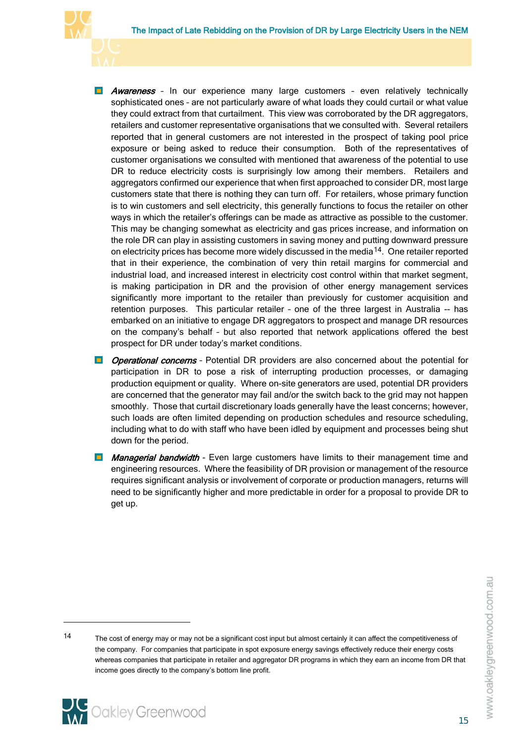- ***Awareness*** – In our experience many large customers – even relatively technically sophisticated ones – are not particularly aware of what loads they could curtail or what value they could extract from that curtailment. This view was corroborated by the DR aggregators, retailers and customer representative organisations that we consulted with. Several retailers reported that in general customers are not interested in the prospect of taking pool price exposure or being asked to reduce their consumption. Both of the representatives of customer organisations we consulted with mentioned that awareness of the potential to use DR to reduce electricity costs is surprisingly low among their members. Retailers and aggregators confirmed our experience that when first approached to consider DR, most large customers state that there is nothing they can turn off. For retailers, whose primary function is to win customers and sell electricity, this generally functions to focus the retailer on other ways in which the retailer's offerings can be made as attractive as possible to the customer. This may be changing somewhat as electricity and gas prices increase, and information on the role DR can play in assisting customers in saving money and putting downward pressure on electricity prices has become more widely discussed in the media[14]. One retailer reported that in their experience, the combination of very thin retail margins for commercial and industrial load, and increased interest in electricity cost control within that market segment, is making participation in DR and the provision of other energy management services significantly more important to the retailer than previously for customer acquisition and retention purposes. This particular retailer – one of the three largest in Australia -- has embarked on an initiative to engage DR aggregators to prospect and manage DR resources on the company's behalf – but also reported that network applications offered the best prospect for DR under today's market conditions.
- ***Operational concerns*** – Potential DR providers are also concerned about the potential for participation in DR to pose a risk of interrupting production processes, or damaging production equipment or quality. Where on-site generators are used, potential DR providers are concerned that the generator may fail and/or the switch back to the grid may not happen smoothly. Those that curtail discretionary loads generally have the least concerns; however, such loads are often limited depending on production schedules and resource scheduling, including what to do with staff who have been idled by equipment and processes being shut down for the period.
- ***Managerial bandwidth*** - Even large customers have limits to their management time and engineering resources. Where the feasibility of DR provision or management of the resource requires significant analysis or involvement of corporate or production managers, returns will need to be significantly higher and more predictable in order for a proposal to provide DR to get up.

---

[14] The cost of energy may or may not be a significant cost input but almost certainly it can affect the competitiveness of the company. For companies that participate in spot exposure energy savings effectively reduce their energy costs whereas companies that participate in retailer and aggregator DR programs in which they earn an income from DR that income goes directly to the company's bottom line profit.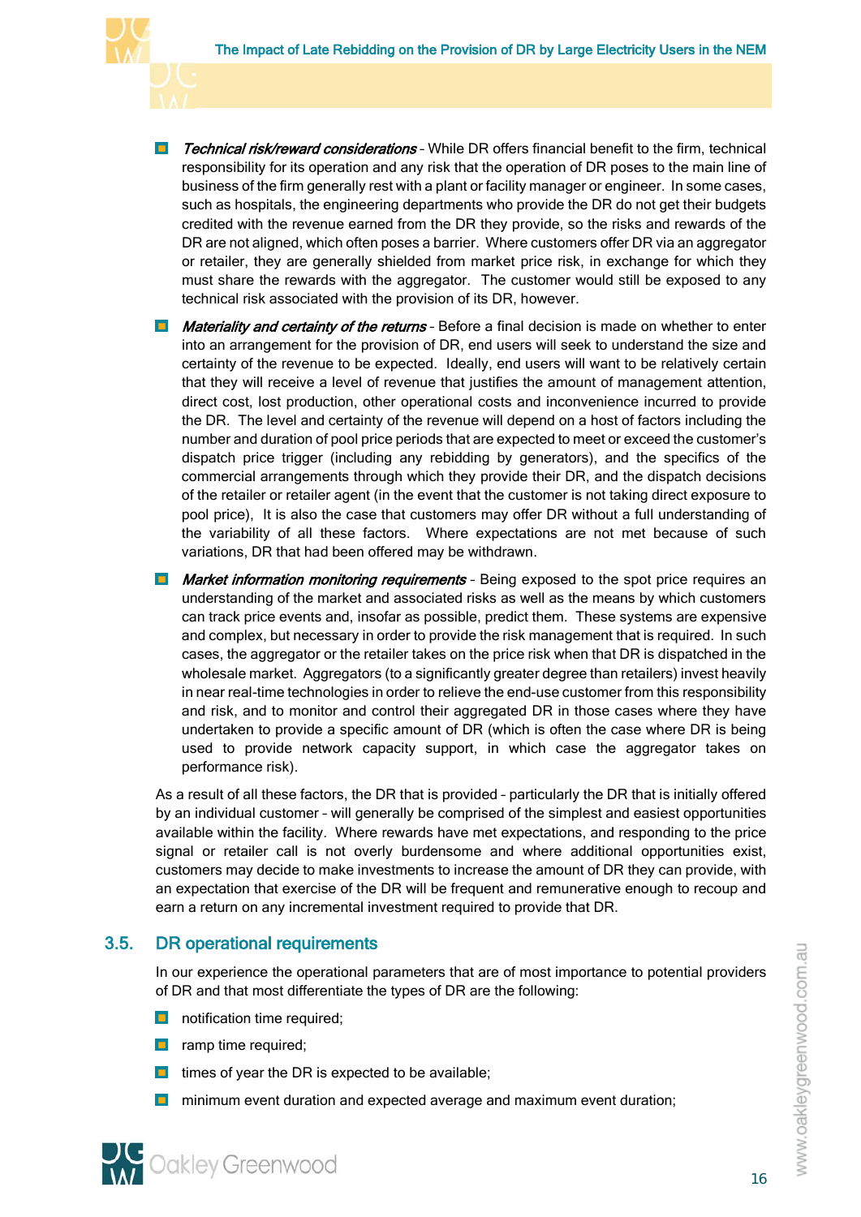- *Technical risk/reward considerations* – While DR offers financial benefit to the firm, technical responsibility for its operation and any risk that the operation of DR poses to the main line of business of the firm generally rest with a plant or facility manager or engineer. In some cases, such as hospitals, the engineering departments who provide the DR do not get their budgets credited with the revenue earned from the DR they provide, so the risks and rewards of the DR are not aligned, which often poses a barrier. Where customers offer DR via an aggregator or retailer, they are generally shielded from market price risk, in exchange for which they must share the rewards with the aggregator. The customer would still be exposed to any technical risk associated with the provision of its DR, however.
- *Materiality and certainty of the returns* – Before a final decision is made on whether to enter into an arrangement for the provision of DR, end users will seek to understand the size and certainty of the revenue to be expected. Ideally, end users will want to be relatively certain that they will receive a level of revenue that justifies the amount of management attention, direct cost, lost production, other operational costs and inconvenience incurred to provide the DR. The level and certainty of the revenue will depend on a host of factors including the number and duration of pool price periods that are expected to meet or exceed the customer's dispatch price trigger (including any rebidding by generators), and the specifics of the commercial arrangements through which they provide their DR, and the dispatch decisions of the retailer or retailer agent (in the event that the customer is not taking direct exposure to pool price), It is also the case that customers may offer DR without a full understanding of the variability of all these factors. Where expectations are not met because of such variations, DR that had been offered may be withdrawn.
- *Market information monitoring requirements* – Being exposed to the spot price requires an understanding of the market and associated risks as well as the means by which customers can track price events and, insofar as possible, predict them. These systems are expensive and complex, but necessary in order to provide the risk management that is required. In such cases, the aggregator or the retailer takes on the price risk when that DR is dispatched in the wholesale market. Aggregators (to a significantly greater degree than retailers) invest heavily in near real-time technologies in order to relieve the end-use customer from this responsibility and risk, and to monitor and control their aggregated DR in those cases where they have undertaken to provide a specific amount of DR (which is often the case where DR is being used to provide network capacity support, in which case the aggregator takes on performance risk).

As a result of all these factors, the DR that is provided – particularly the DR that is initially offered by an individual customer – will generally be comprised of the simplest and easiest opportunities available within the facility. Where rewards have met expectations, and responding to the price signal or retailer call is not overly burdensome and where additional opportunities exist, customers may decide to make investments to increase the amount of DR they can provide, with an expectation that exercise of the DR will be frequent and remunerative enough to recoup and earn a return on any incremental investment required to provide that DR.

## 3.5. DR operational requirements

In our experience the operational parameters that are of most importance to potential providers of DR and that most differentiate the types of DR are the following:

- notification time required;
- ramp time required;
- times of year the DR is expected to be available;
- minimum event duration and expected average and maximum event duration;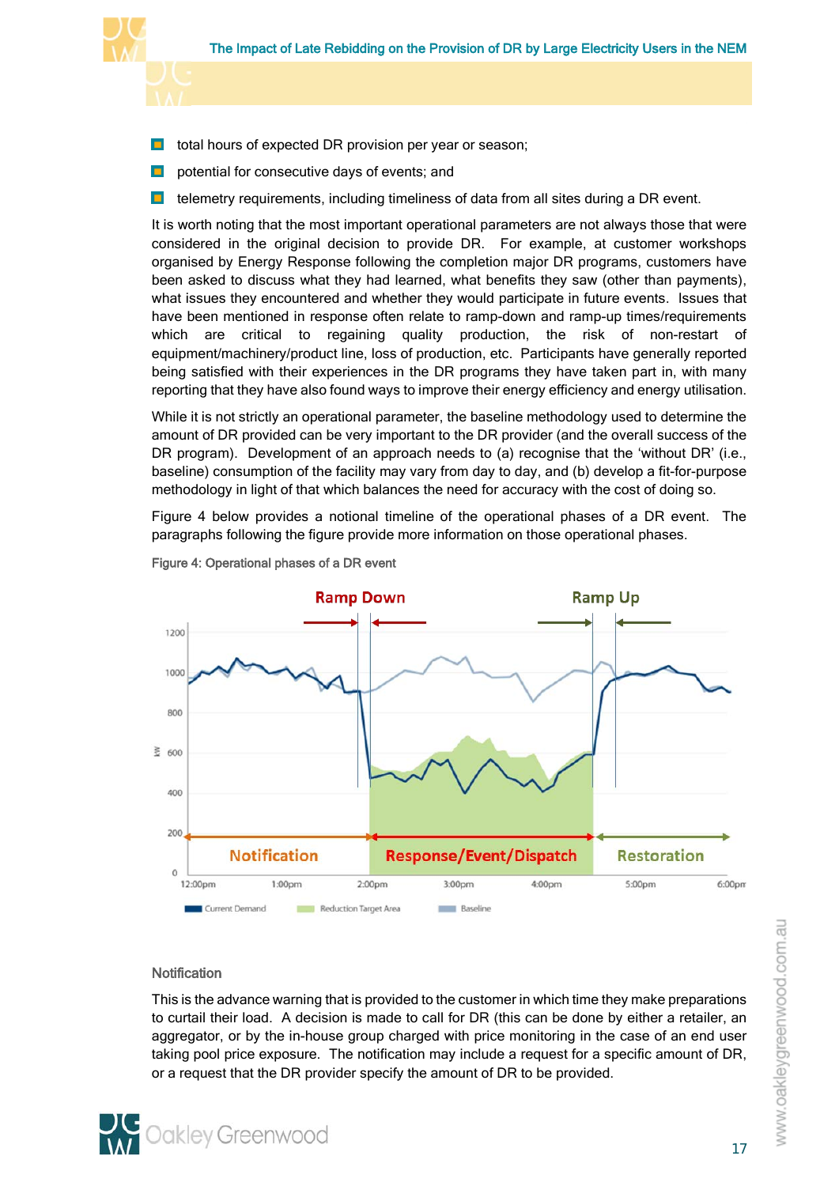- total hours of expected DR provision per year or season;
- potential for consecutive days of events; and
- telemetry requirements, including timeliness of data from all sites during a DR event.

It is worth noting that the most important operational parameters are not always those that were considered in the original decision to provide DR. For example, at customer workshops organised by Energy Response following the completion major DR programs, customers have been asked to discuss what they had learned, what benefits they saw (other than payments), what issues they encountered and whether they would participate in future events. Issues that have been mentioned in response often relate to ramp-down and ramp-up times/requirements which are critical to regaining quality production, the risk of non-restart of equipment/machinery/product line, loss of production, etc. Participants have generally reported being satisfied with their experiences in the DR programs they have taken part in, with many reporting that they have also found ways to improve their energy efficiency and energy utilisation.

While it is not strictly an operational parameter, the baseline methodology used to determine the amount of DR provided can be very important to the DR provider (and the overall success of the DR program). Development of an approach needs to (a) recognise that the 'without DR' (i.e., baseline) consumption of the facility may vary from day to day, and (b) develop a fit-for-purpose methodology in light of that which balances the need for accuracy with the cost of doing so.

Figure 4 below provides a notional timeline of the operational phases of a DR event. The paragraphs following the figure provide more information on those operational phases.

Figure 4: Operational phases of a DR event

Ramp Down
Ramp Up
1200
1000
800
600
400
200
0
kW
Notification
Response/Event/Dispatch
Restoration
12:00pm
1:00pm
2:00pm
3:00pm
4:00pm
5:00pm
6:00pm
Current Demand
Reduction Target Area
Baseline

### Notification

This is the advance warning that is provided to the customer in which time they make preparations to curtail their load. A decision is made to call for DR (this can be done by either a retailer, an aggregator, or by the in-house group charged with price monitoring in the case of an end user taking pool price exposure. The notification may include a request for a specific amount of DR, or a request that the DR provider specify the amount of DR to be provided.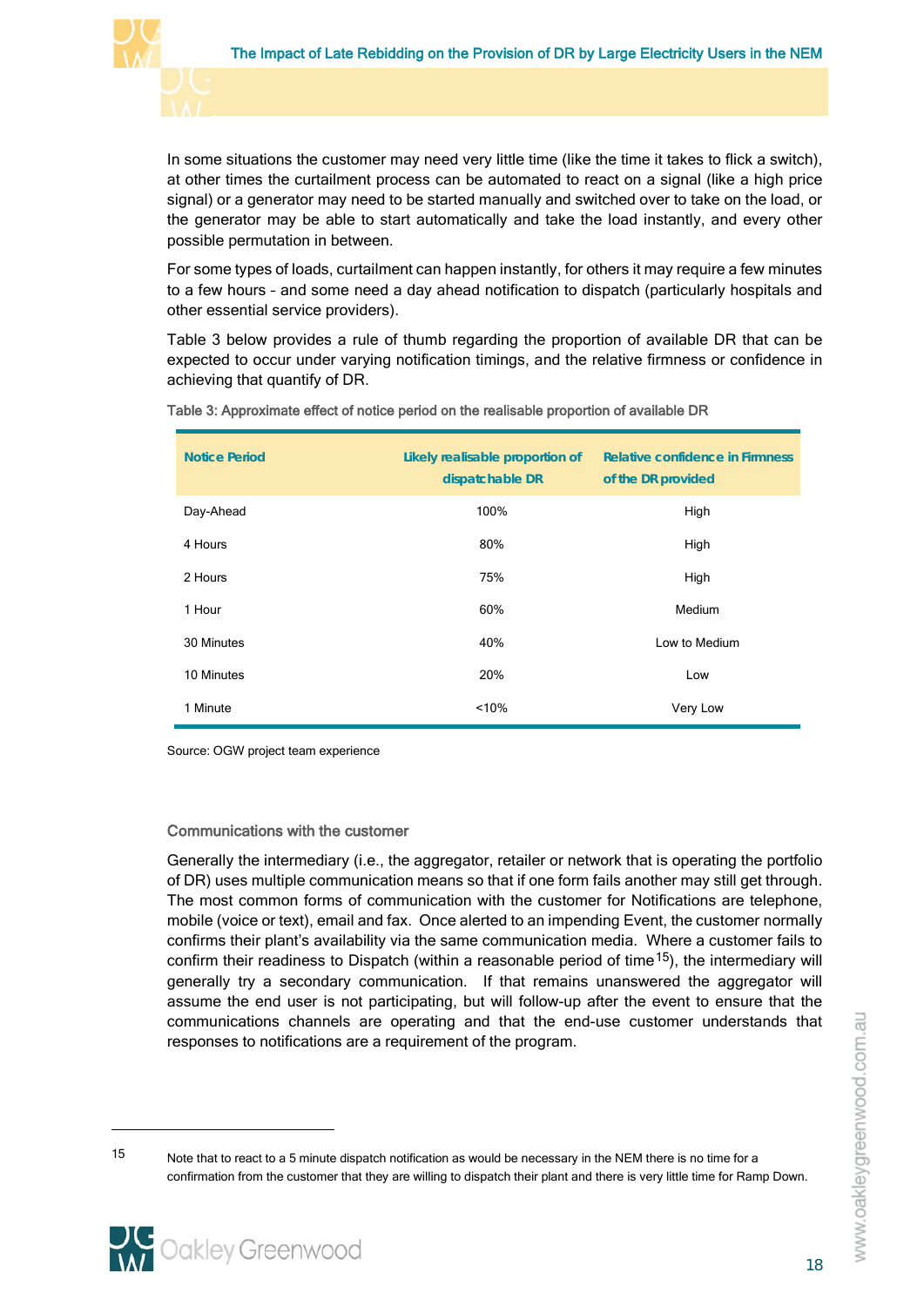In some situations the customer may need very little time (like the time it takes to flick a switch), at other times the curtailment process can be automated to react on a signal (like a high price signal) or a generator may need to be started manually and switched over to take on the load, or the generator may be able to start automatically and take the load instantly, and every other possible permutation in between.

For some types of loads, curtailment can happen instantly, for others it may require a few minutes to a few hours – and some need a day ahead notification to dispatch (particularly hospitals and other essential service providers).

Table 3 below provides a rule of thumb regarding the proportion of available DR that can be expected to occur under varying notification timings, and the relative firmness or confidence in achieving that quantify of DR.

Table 3: Approximate effect of notice period on the realisable proportion of available DR

| Notice Period | Likely realisable proportion of dispatchable DR | Relative confidence in Firmness of the DR provided |
|---|---|---|
| Day-Ahead | 100% | High |
| 4 Hours | 80% | High |
| 2 Hours | 75% | High |
| 1 Hour | 60% | Medium |
| 30 Minutes | 40% | Low to Medium |
| 10 Minutes | 20% | Low |
| 1 Minute | <10% | Very Low |

Source: OGW project team experience

### Communications with the customer

Generally the intermediary (i.e., the aggregator, retailer or network that is operating the portfolio of DR) uses multiple communication means so that if one form fails another may still get through. The most common forms of communication with the customer for Notifications are telephone, mobile (voice or text), email and fax. Once alerted to an impending Event, the customer normally confirms their plant's availability via the same communication media. Where a customer fails to confirm their readiness to Dispatch (within a reasonable period of time[15]), the intermediary will generally try a secondary communication. If that remains unanswered the aggregator will assume the end user is not participating, but will follow-up after the event to ensure that the communications channels are operating and that the end-use customer understands that responses to notifications are a requirement of the program.

---

[15] Note that to react to a 5 minute dispatch notification as would be necessary in the NEM there is no time for a confirmation from the customer that they are willing to dispatch their plant and there is very little time for Ramp Down.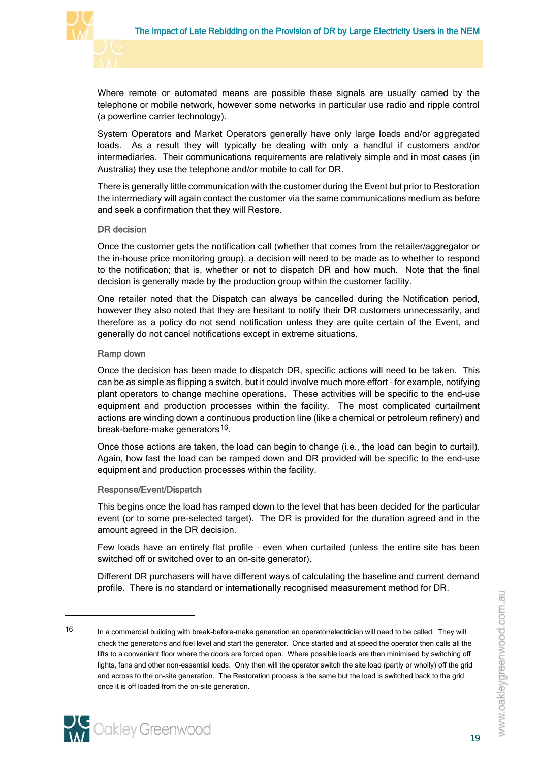Where remote or automated means are possible these signals are usually carried by the telephone or mobile network, however some networks in particular use radio and ripple control (a powerline carrier technology).

System Operators and Market Operators generally have only large loads and/or aggregated loads. As a result they will typically be dealing with only a handful if customers and/or intermediaries. Their communications requirements are relatively simple and in most cases (in Australia) they use the telephone and/or mobile to call for DR.

There is generally little communication with the customer during the Event but prior to Restoration the intermediary will again contact the customer via the same communications medium as before and seek a confirmation that they will Restore.

### DR decision

Once the customer gets the notification call (whether that comes from the retailer/aggregator or the in-house price monitoring group), a decision will need to be made as to whether to respond to the notification; that is, whether or not to dispatch DR and how much. Note that the final decision is generally made by the production group within the customer facility.

One retailer noted that the Dispatch can always be cancelled during the Notification period, however they also noted that they are hesitant to notify their DR customers unnecessarily, and therefore as a policy do not send notification unless they are quite certain of the Event, and generally do not cancel notifications except in extreme situations.

### Ramp down

Once the decision has been made to dispatch DR, specific actions will need to be taken. This can be as simple as flipping a switch, but it could involve much more effort – for example, notifying plant operators to change machine operations. These activities will be specific to the end-use equipment and production processes within the facility. The most complicated curtailment actions are winding down a continuous production line (like a chemical or petroleum refinery) and break-before-make generators[16].

Once those actions are taken, the load can begin to change (i.e., the load can begin to curtail). Again, how fast the load can be ramped down and DR provided will be specific to the end-use equipment and production processes within the facility.

### Response/Event/Dispatch

This begins once the load has ramped down to the level that has been decided for the particular event (or to some pre-selected target). The DR is provided for the duration agreed and in the amount agreed in the DR decision.

Few loads have an entirely flat profile – even when curtailed (unless the entire site has been switched off or switched over to an on-site generator).

Different DR purchasers will have different ways of calculating the baseline and current demand profile. There is no standard or internationally recognised measurement method for DR.

---

16 In a commercial building with break-before-make generation an operator/electrician will need to be called. They will check the generator/s and fuel level and start the generator. Once started and at speed the operator then calls all the lifts to a convenient floor where the doors are forced open. Where possible loads are then minimised by switching off lights, fans and other non-essential loads. Only then will the operator switch the site load (partly or wholly) off the grid and across to the on-site generation. The Restoration process is the same but the load is switched back to the grid once it is off loaded from the on-site generation.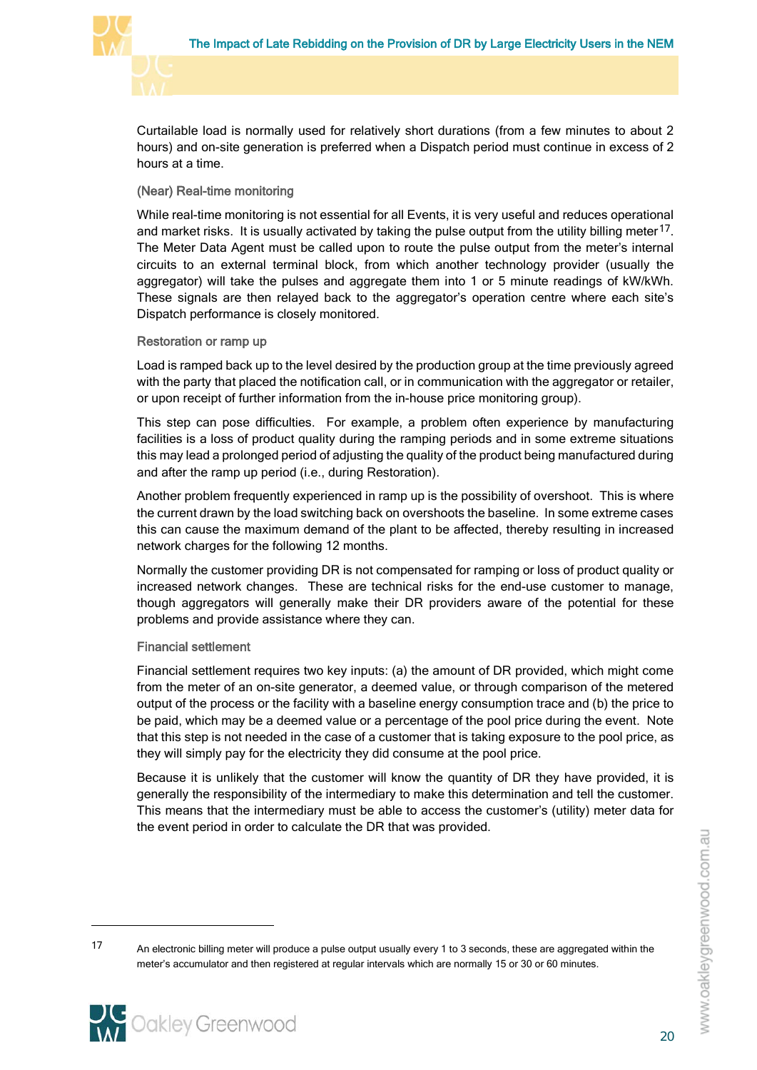Curtailable load is normally used for relatively short durations (from a few minutes to about 2 hours) and on-site generation is preferred when a Dispatch period must continue in excess of 2 hours at a time.

### (Near) Real-time monitoring

While real-time monitoring is not essential for all Events, it is very useful and reduces operational and market risks. It is usually activated by taking the pulse output from the utility billing meter[17]. The Meter Data Agent must be called upon to route the pulse output from the meter's internal circuits to an external terminal block, from which another technology provider (usually the aggregator) will take the pulses and aggregate them into 1 or 5 minute readings of kW/kWh. These signals are then relayed back to the aggregator's operation centre where each site's Dispatch performance is closely monitored.

### Restoration or ramp up

Load is ramped back up to the level desired by the production group at the time previously agreed with the party that placed the notification call, or in communication with the aggregator or retailer, or upon receipt of further information from the in-house price monitoring group).

This step can pose difficulties. For example, a problem often experience by manufacturing facilities is a loss of product quality during the ramping periods and in some extreme situations this may lead a prolonged period of adjusting the quality of the product being manufactured during and after the ramp up period (i.e., during Restoration).

Another problem frequently experienced in ramp up is the possibility of overshoot. This is where the current drawn by the load switching back on overshoots the baseline. In some extreme cases this can cause the maximum demand of the plant to be affected, thereby resulting in increased network charges for the following 12 months.

Normally the customer providing DR is not compensated for ramping or loss of product quality or increased network changes. These are technical risks for the end-use customer to manage, though aggregators will generally make their DR providers aware of the potential for these problems and provide assistance where they can.

### Financial settlement

Financial settlement requires two key inputs: (a) the amount of DR provided, which might come from the meter of an on-site generator, a deemed value, or through comparison of the metered output of the process or the facility with a baseline energy consumption trace and (b) the price to be paid, which may be a deemed value or a percentage of the pool price during the event. Note that this step is not needed in the case of a customer that is taking exposure to the pool price, as they will simply pay for the electricity they did consume at the pool price.

Because it is unlikely that the customer will know the quantity of DR they have provided, it is generally the responsibility of the intermediary to make this determination and tell the customer. This means that the intermediary must be able to access the customer's (utility) meter data for the event period in order to calculate the DR that was provided.

---

[17] An electronic billing meter will produce a pulse output usually every 1 to 3 seconds, these are aggregated within the meter's accumulator and then registered at regular intervals which are normally 15 or 30 or 60 minutes.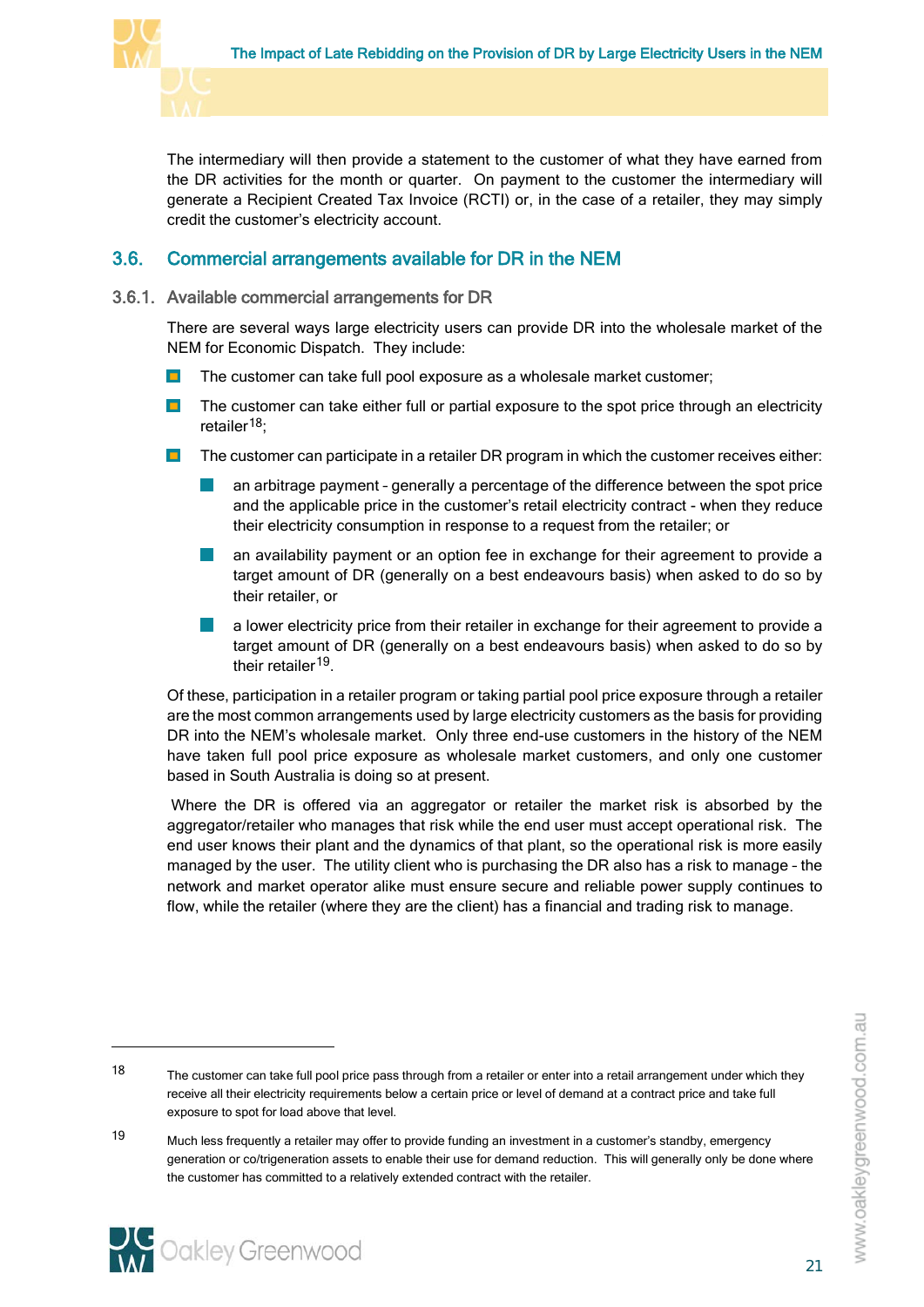The intermediary will then provide a statement to the customer of what they have earned from the DR activities for the month or quarter. On payment to the customer the intermediary will generate a Recipient Created Tax Invoice (RCTI) or, in the case of a retailer, they may simply credit the customer's electricity account.

## 3.6. Commercial arrangements available for DR in the NEM

### 3.6.1. Available commercial arrangements for DR

There are several ways large electricity users can provide DR into the wholesale market of the NEM for Economic Dispatch. They include:

- The customer can take full pool exposure as a wholesale market customer;
- The customer can take either full or partial exposure to the spot price through an electricity retailer[18];
- The customer can participate in a retailer DR program in which the customer receives either:
  - an arbitrage payment – generally a percentage of the difference between the spot price and the applicable price in the customer's retail electricity contract - when they reduce their electricity consumption in response to a request from the retailer; or
  - an availability payment or an option fee in exchange for their agreement to provide a target amount of DR (generally on a best endeavours basis) when asked to do so by their retailer, or
  - a lower electricity price from their retailer in exchange for their agreement to provide a target amount of DR (generally on a best endeavours basis) when asked to do so by their retailer[19].

Of these, participation in a retailer program or taking partial pool price exposure through a retailer are the most common arrangements used by large electricity customers as the basis for providing DR into the NEM's wholesale market. Only three end-use customers in the history of the NEM have taken full pool price exposure as wholesale market customers, and only one customer based in South Australia is doing so at present.

Where the DR is offered via an aggregator or retailer the market risk is absorbed by the aggregator/retailer who manages that risk while the end user must accept operational risk. The end user knows their plant and the dynamics of that plant, so the operational risk is more easily managed by the user. The utility client who is purchasing the DR also has a risk to manage – the network and market operator alike must ensure secure and reliable power supply continues to flow, while the retailer (where they are the client) has a financial and trading risk to manage.

---

[18] The customer can take full pool price pass through from a retailer or enter into a retail arrangement under which they receive all their electricity requirements below a certain price or level of demand at a contract price and take full exposure to spot for load above that level.

[19] Much less frequently a retailer may offer to provide funding an investment in a customer's standby, emergency generation or co/trigeneration assets to enable their use for demand reduction. This will generally only be done where the customer has committed to a relatively extended contract with the retailer.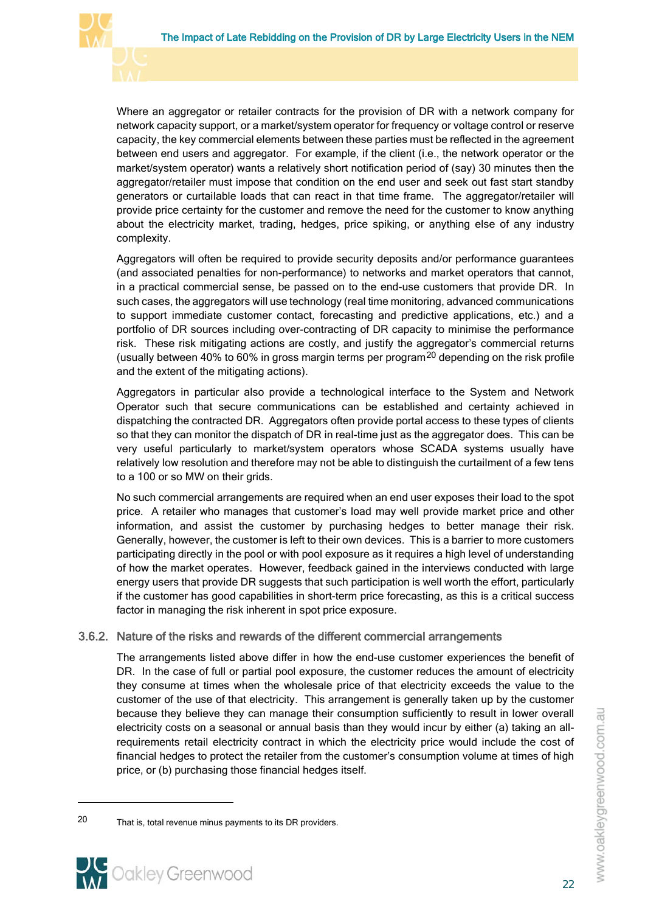Where an aggregator or retailer contracts for the provision of DR with a network company for network capacity support, or a market/system operator for frequency or voltage control or reserve capacity, the key commercial elements between these parties must be reflected in the agreement between end users and aggregator. For example, if the client (i.e., the network operator or the market/system operator) wants a relatively short notification period of (say) 30 minutes then the aggregator/retailer must impose that condition on the end user and seek out fast start standby generators or curtailable loads that can react in that time frame. The aggregator/retailer will provide price certainty for the customer and remove the need for the customer to know anything about the electricity market, trading, hedges, price spiking, or anything else of any industry complexity.

Aggregators will often be required to provide security deposits and/or performance guarantees (and associated penalties for non-performance) to networks and market operators that cannot, in a practical commercial sense, be passed on to the end-use customers that provide DR. In such cases, the aggregators will use technology (real time monitoring, advanced communications to support immediate customer contact, forecasting and predictive applications, etc.) and a portfolio of DR sources including over-contracting of DR capacity to minimise the performance risk. These risk mitigating actions are costly, and justify the aggregator's commercial returns (usually between 40% to 60% in gross margin terms per program[20] depending on the risk profile and the extent of the mitigating actions).

Aggregators in particular also provide a technological interface to the System and Network Operator such that secure communications can be established and certainty achieved in dispatching the contracted DR. Aggregators often provide portal access to these types of clients so that they can monitor the dispatch of DR in real-time just as the aggregator does. This can be very useful particularly to market/system operators whose SCADA systems usually have relatively low resolution and therefore may not be able to distinguish the curtailment of a few tens to a 100 or so MW on their grids.

No such commercial arrangements are required when an end user exposes their load to the spot price. A retailer who manages that customer's load may well provide market price and other information, and assist the customer by purchasing hedges to better manage their risk. Generally, however, the customer is left to their own devices. This is a barrier to more customers participating directly in the pool or with pool exposure as it requires a high level of understanding of how the market operates. However, feedback gained in the interviews conducted with large energy users that provide DR suggests that such participation is well worth the effort, particularly if the customer has good capabilities in short-term price forecasting, as this is a critical success factor in managing the risk inherent in spot price exposure.

### 3.6.2. Nature of the risks and rewards of the different commercial arrangements

The arrangements listed above differ in how the end-use customer experiences the benefit of DR. In the case of full or partial pool exposure, the customer reduces the amount of electricity they consume at times when the wholesale price of that electricity exceeds the value to the customer of the use of that electricity. This arrangement is generally taken up by the customer because they believe they can manage their consumption sufficiently to result in lower overall electricity costs on a seasonal or annual basis than they would incur by either (a) taking an all-requirements retail electricity contract in which the electricity price would include the cost of financial hedges to protect the retailer from the customer's consumption volume at times of high price, or (b) purchasing those financial hedges itself.

---

[20] That is, total revenue minus payments to its DR providers.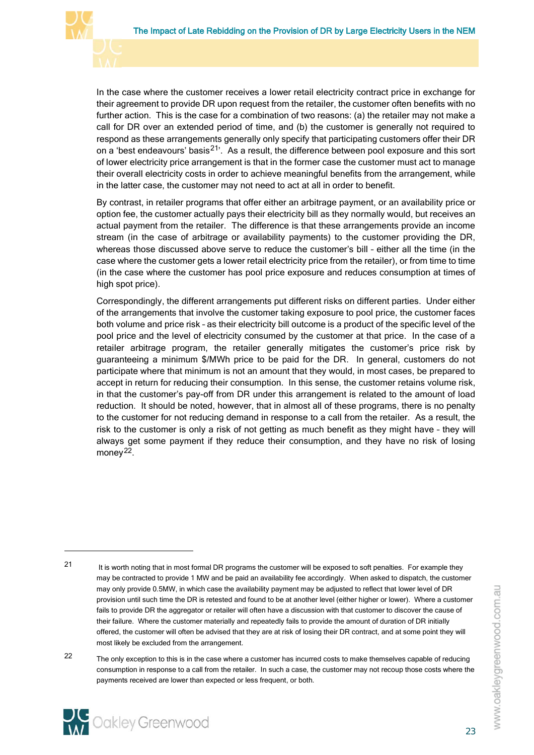In the case where the customer receives a lower retail electricity contract price in exchange for their agreement to provide DR upon request from the retailer, the customer often benefits with no further action. This is the case for a combination of two reasons: (a) the retailer may not make a call for DR over an extended period of time, and (b) the customer is generally not required to respond as these arrangements generally only specify that participating customers offer their DR on a 'best endeavours' basis[21]'. As a result, the difference between pool exposure and this sort of lower electricity price arrangement is that in the former case the customer must act to manage their overall electricity costs in order to achieve meaningful benefits from the arrangement, while in the latter case, the customer may not need to act at all in order to benefit.

By contrast, in retailer programs that offer either an arbitrage payment, or an availability price or option fee, the customer actually pays their electricity bill as they normally would, but receives an actual payment from the retailer. The difference is that these arrangements provide an income stream (in the case of arbitrage or availability payments) to the customer providing the DR, whereas those discussed above serve to reduce the customer's bill – either all the time (in the case where the customer gets a lower retail electricity price from the retailer), or from time to time (in the case where the customer has pool price exposure and reduces consumption at times of high spot price).

Correspondingly, the different arrangements put different risks on different parties. Under either of the arrangements that involve the customer taking exposure to pool price, the customer faces both volume and price risk – as their electricity bill outcome is a product of the specific level of the pool price and the level of electricity consumed by the customer at that price. In the case of a retailer arbitrage program, the retailer generally mitigates the customer's price risk by guaranteeing a minimum $/MWh price to be paid for the DR. In general, customers do not participate where that minimum is not an amount that they would, in most cases, be prepared to accept in return for reducing their consumption. In this sense, the customer retains volume risk, in that the customer's pay-off from DR under this arrangement is related to the amount of load reduction. It should be noted, however, that in almost all of these programs, there is no penalty to the customer for not reducing demand in response to a call from the retailer. As a result, the risk to the customer is only a risk of not getting as much benefit as they might have – they will always get some payment if they reduce their consumption, and they have no risk of losing money[22].

---

[21] It is worth noting that in most formal DR programs the customer will be exposed to soft penalties. For example they may be contracted to provide 1 MW and be paid an availability fee accordingly. When asked to dispatch, the customer may only provide 0.5MW, in which case the availability payment may be adjusted to reflect that lower level of DR provision until such time the DR is retested and found to be at another level (either higher or lower). Where a customer fails to provide DR the aggregator or retailer will often have a discussion with that customer to discover the cause of their failure. Where the customer materially and repeatedly fails to provide the amount of duration of DR initially offered, the customer will often be advised that they are at risk of losing their DR contract, and at some point they will most likely be excluded from the arrangement.

[22] The only exception to this is in the case where a customer has incurred costs to make themselves capable of reducing consumption in response to a call from the retailer. In such a case, the customer may not recoup those costs where the payments received are lower than expected or less frequent, or both.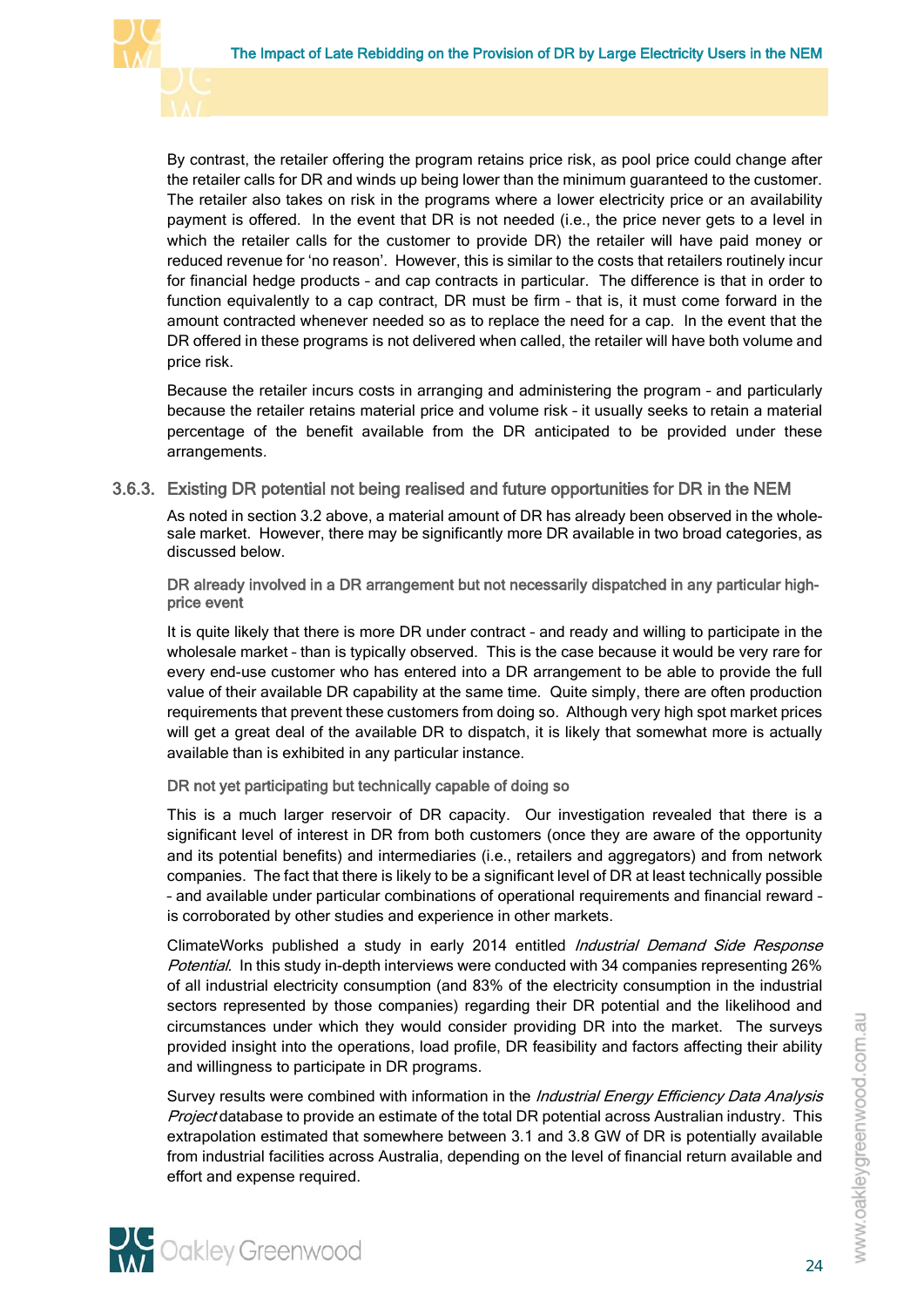By contrast, the retailer offering the program retains price risk, as pool price could change after the retailer calls for DR and winds up being lower than the minimum guaranteed to the customer. The retailer also takes on risk in the programs where a lower electricity price or an availability payment is offered. In the event that DR is not needed (i.e., the price never gets to a level in which the retailer calls for the customer to provide DR) the retailer will have paid money or reduced revenue for 'no reason'. However, this is similar to the costs that retailers routinely incur for financial hedge products – and cap contracts in particular. The difference is that in order to function equivalently to a cap contract, DR must be firm – that is, it must come forward in the amount contracted whenever needed so as to replace the need for a cap. In the event that the DR offered in these programs is not delivered when called, the retailer will have both volume and price risk.

Because the retailer incurs costs in arranging and administering the program – and particularly because the retailer retains material price and volume risk – it usually seeks to retain a material percentage of the benefit available from the DR anticipated to be provided under these arrangements.

### 3.6.3. Existing DR potential not being realised and future opportunities for DR in the NEM

As noted in section 3.2 above, a material amount of DR has already been observed in the wholesale market. However, there may be significantly more DR available in two broad categories, as discussed below.

#### DR already involved in a DR arrangement but not necessarily dispatched in any particular high-price event

It is quite likely that there is more DR under contract – and ready and willing to participate in the wholesale market – than is typically observed. This is the case because it would be very rare for every end-use customer who has entered into a DR arrangement to be able to provide the full value of their available DR capability at the same time. Quite simply, there are often production requirements that prevent these customers from doing so. Although very high spot market prices will get a great deal of the available DR to dispatch, it is likely that somewhat more is actually available than is exhibited in any particular instance.

#### DR not yet participating but technically capable of doing so

This is a much larger reservoir of DR capacity. Our investigation revealed that there is a significant level of interest in DR from both customers (once they are aware of the opportunity and its potential benefits) and intermediaries (i.e., retailers and aggregators) and from network companies. The fact that there is likely to be a significant level of DR at least technically possible – and available under particular combinations of operational requirements and financial reward – is corroborated by other studies and experience in other markets.

ClimateWorks published a study in early 2014 entitled *Industrial Demand Side Response Potential*. In this study in-depth interviews were conducted with 34 companies representing 26% of all industrial electricity consumption (and 83% of the electricity consumption in the industrial sectors represented by those companies) regarding their DR potential and the likelihood and circumstances under which they would consider providing DR into the market. The surveys provided insight into the operations, load profile, DR feasibility and factors affecting their ability and willingness to participate in DR programs.

Survey results were combined with information in the *Industrial Energy Efficiency Data Analysis Project* database to provide an estimate of the total DR potential across Australian industry. This extrapolation estimated that somewhere between 3.1 and 3.8 GW of DR is potentially available from industrial facilities across Australia, depending on the level of financial return available and effort and expense required.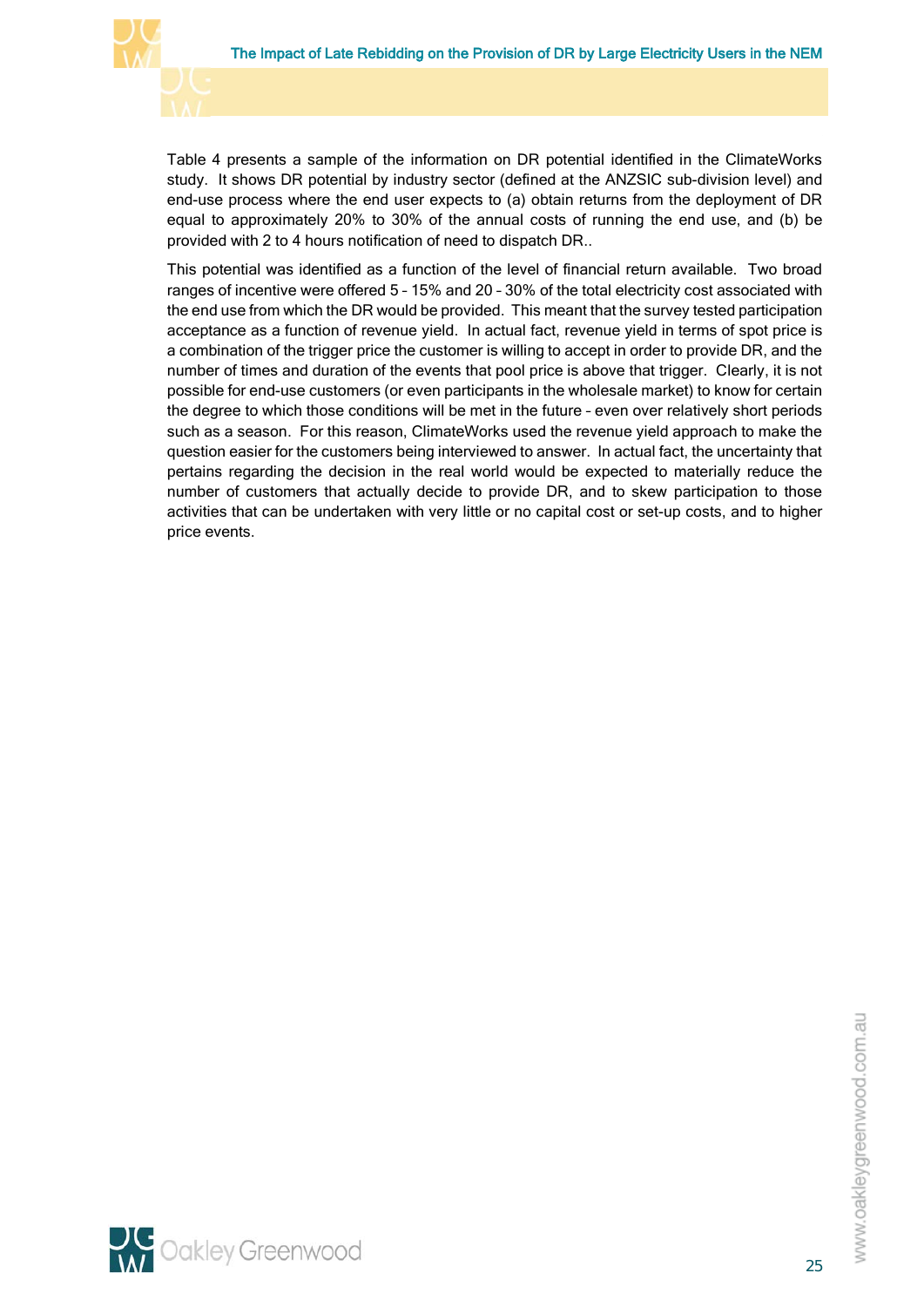Table 4 presents a sample of the information on DR potential identified in the ClimateWorks study. It shows DR potential by industry sector (defined at the ANZSIC sub-division level) and end-use process where the end user expects to (a) obtain returns from the deployment of DR equal to approximately 20% to 30% of the annual costs of running the end use, and (b) be provided with 2 to 4 hours notification of need to dispatch DR..

This potential was identified as a function of the level of financial return available. Two broad ranges of incentive were offered 5 – 15% and 20 – 30% of the total electricity cost associated with the end use from which the DR would be provided. This meant that the survey tested participation acceptance as a function of revenue yield. In actual fact, revenue yield in terms of spot price is a combination of the trigger price the customer is willing to accept in order to provide DR, and the number of times and duration of the events that pool price is above that trigger. Clearly, it is not possible for end-use customers (or even participants in the wholesale market) to know for certain the degree to which those conditions will be met in the future – even over relatively short periods such as a season. For this reason, ClimateWorks used the revenue yield approach to make the question easier for the customers being interviewed to answer. In actual fact, the uncertainty that pertains regarding the decision in the real world would be expected to materially reduce the number of customers that actually decide to provide DR, and to skew participation to those activities that can be undertaken with very little or no capital cost or set-up costs, and to higher price events.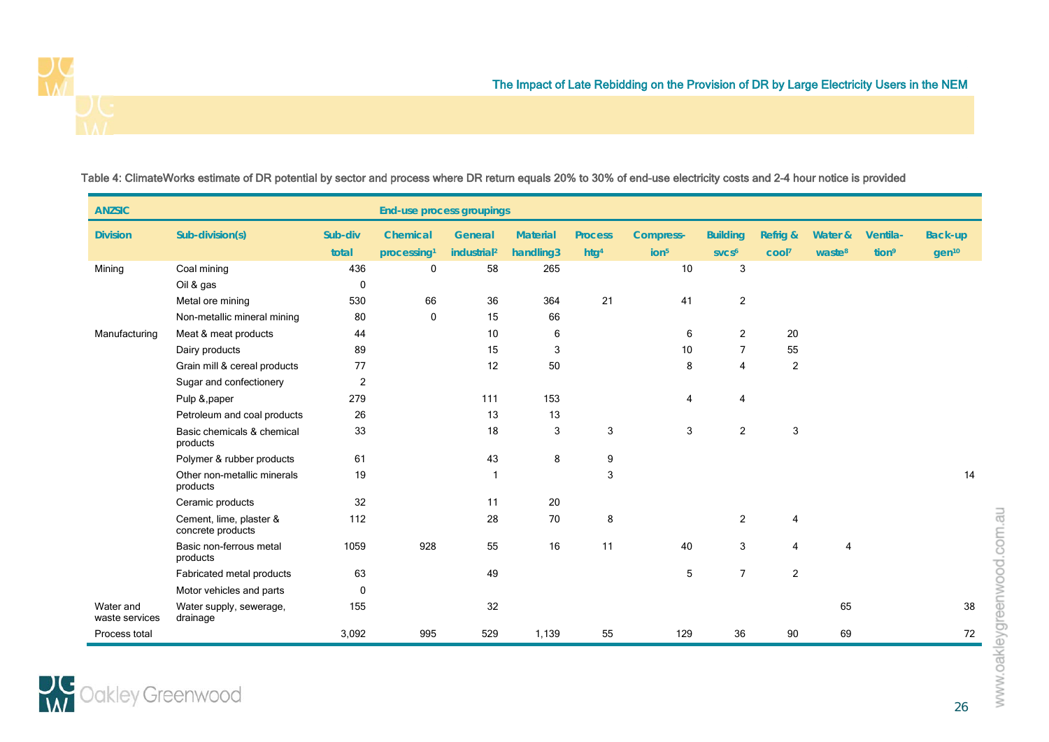Table 4: ClimateWorks estimate of DR potential by sector and process where DR return equals 20% to 30% of end-use electricity costs and 2-4 hour notice is provided

| ANZSIC | | | End-use process groupings | | | | | | | | | |
|---|---|---|---|---|---|---|---|---|---|---|---|---|
| Division | Sub-division(s) | Sub-div total | Chemical processing[1] | General industrial[2] | Material handling3 | Process htg[4] | Compress-ion[5] | Building svcs[6] | Refrig & cool[7] | Water & waste[8] | Ventila-tion[9] | Back-up gen[10] |
| Mining | Coal mining | 436 | 0 | 58 | 265 | | 10 | 3 | | | | |
| | Oil & gas | 0 | | | | | | | | | | |
| | Metal ore mining | 530 | 66 | 36 | 364 | 21 | 41 | 2 | | | | |
| | Non-metallic mineral mining | 80 | 0 | 15 | 66 | | | | | | | |
| Manufacturing | Meat & meat products | 44 | | 10 | 6 | | 6 | 2 | 20 | | | |
| | Dairy products | 89 | | 15 | 3 | | 10 | 7 | 55 | | | |
| | Grain mill & cereal products | 77 | | 12 | 50 | | 8 | 4 | 2 | | | |
| | Sugar and confectionery | 2 | | | | | | | | | | |
| | Pulp &,paper | 279 | | 111 | 153 | | 4 | 4 | | | | |
| | Petroleum and coal products | 26 | | 13 | 13 | | | | | | | |
| | Basic chemicals & chemical products | 33 | | 18 | 3 | 3 | 3 | 2 | 3 | | | |
| | Polymer & rubber products | 61 | | 43 | 8 | 9 | | | | | | |
| | Other non-metallic minerals products | 19 | | 1 | | 3 | | | | | | 14 |
| | Ceramic products | 32 | | 11 | 20 | | | | | | | |
| | Cement, lime, plaster & concrete products | 112 | | 28 | 70 | 8 | | 2 | 4 | | | |
| | Basic non-ferrous metal products | 1059 | 928 | 55 | 16 | 11 | 40 | 3 | 4 | 4 | | |
| | Fabricated metal products | 63 | | 49 | | | 5 | 7 | 2 | | | |
| | Motor vehicles and parts | 0 | | | | | | | | | | |
| Water and waste services | Water supply, sewerage, drainage | 155 | | 32 | | | | | | 65 | | 38 |
| Process total | | 3,092 | 995 | 529 | 1,139 | 55 | 129 | 36 | 90 | 69 | | 72 |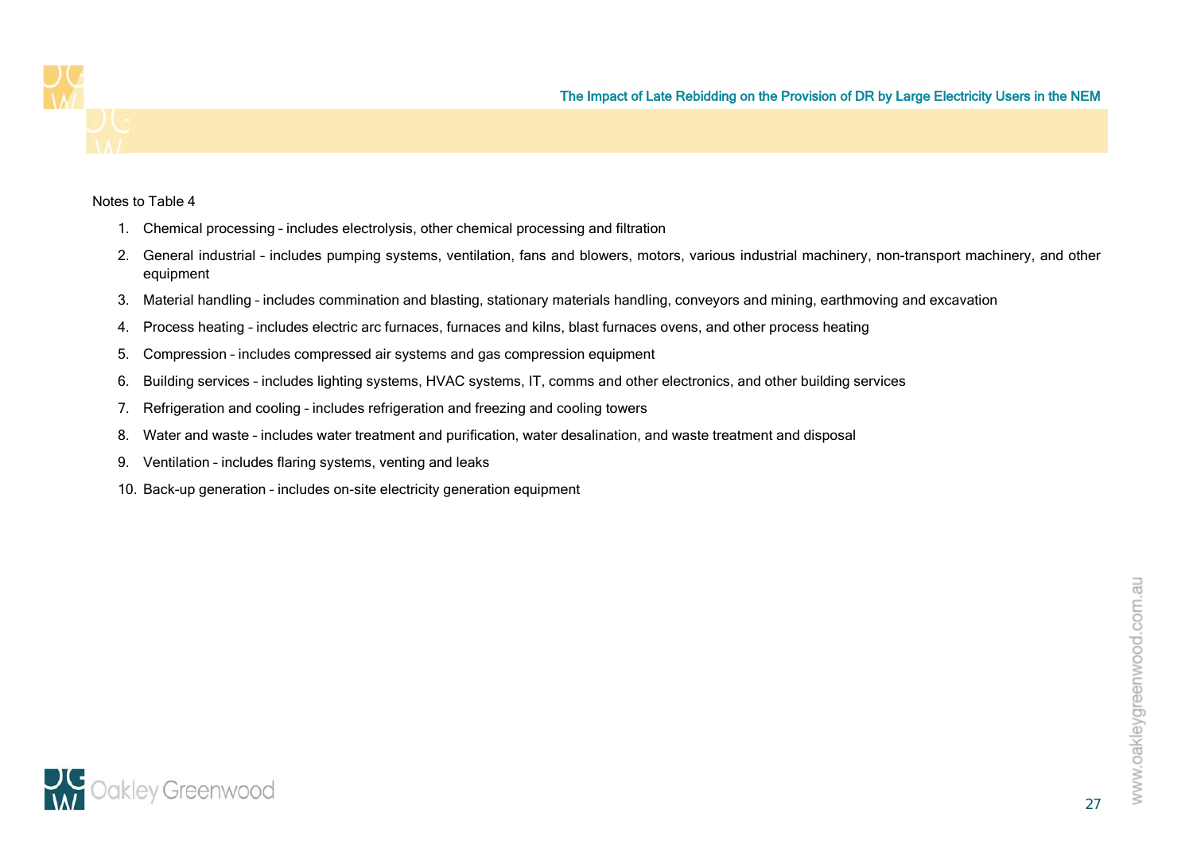Notes to Table 4

1. Chemical processing – includes electrolysis, other chemical processing and filtration
2. General industrial – includes pumping systems, ventilation, fans and blowers, motors, various industrial machinery, non-transport machinery, and other equipment
3. Material handling – includes commination and blasting, stationary materials handling, conveyors and mining, earthmoving and excavation
4. Process heating – includes electric arc furnaces, furnaces and kilns, blast furnaces ovens, and other process heating
5. Compression – includes compressed air systems and gas compression equipment
6. Building services – includes lighting systems, HVAC systems, IT, comms and other electronics, and other building services
7. Refrigeration and cooling – includes refrigeration and freezing and cooling towers
8. Water and waste – includes water treatment and purification, water desalination, and waste treatment and disposal
9. Ventilation – includes flaring systems, venting and leaks
10. Back-up generation – includes on-site electricity generation equipment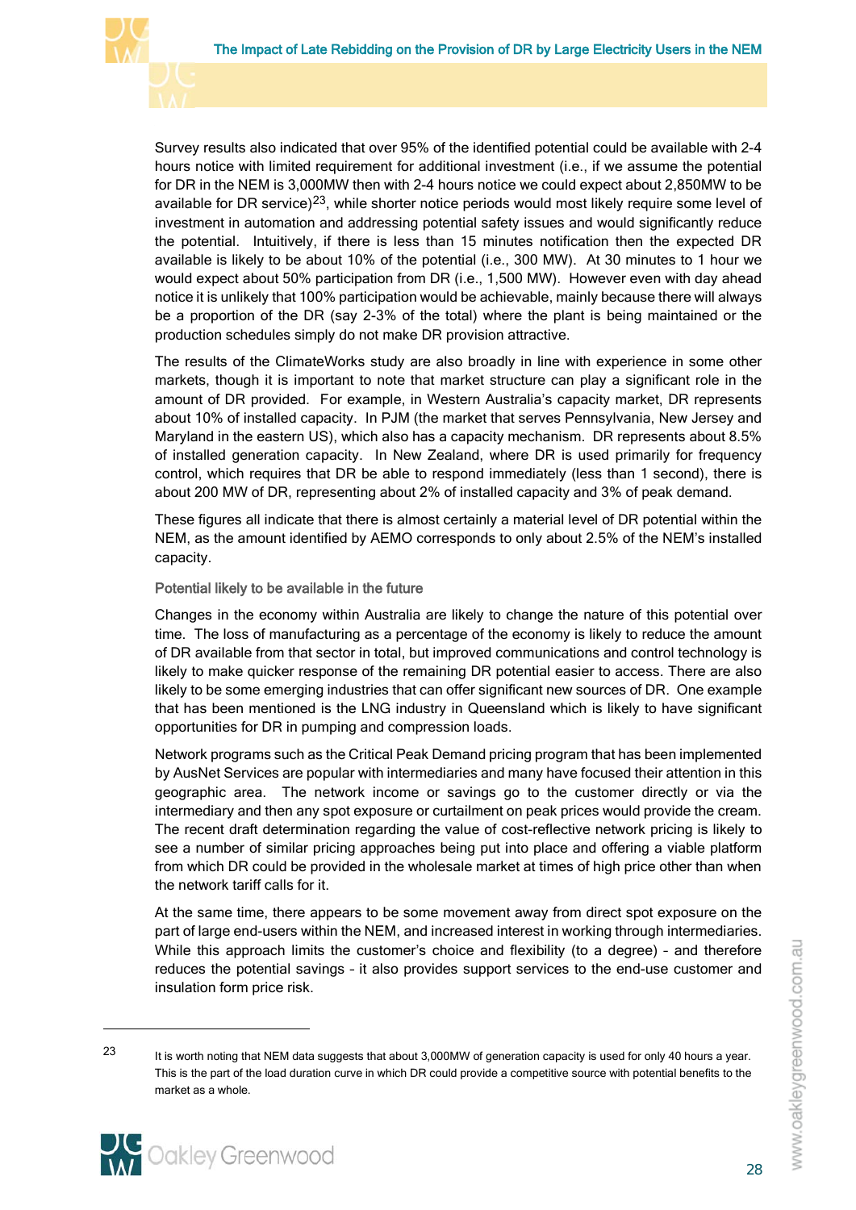Survey results also indicated that over 95% of the identified potential could be available with 2-4 hours notice with limited requirement for additional investment (i.e., if we assume the potential for DR in the NEM is 3,000MW then with 2-4 hours notice we could expect about 2,850MW to be available for DR service)[23], while shorter notice periods would most likely require some level of investment in automation and addressing potential safety issues and would significantly reduce the potential. Intuitively, if there is less than 15 minutes notification then the expected DR available is likely to be about 10% of the potential (i.e., 300 MW). At 30 minutes to 1 hour we would expect about 50% participation from DR (i.e., 1,500 MW). However even with day ahead notice it is unlikely that 100% participation would be achievable, mainly because there will always be a proportion of the DR (say 2-3% of the total) where the plant is being maintained or the production schedules simply do not make DR provision attractive.

The results of the ClimateWorks study are also broadly in line with experience in some other markets, though it is important to note that market structure can play a significant role in the amount of DR provided. For example, in Western Australia's capacity market, DR represents about 10% of installed capacity. In PJM (the market that serves Pennsylvania, New Jersey and Maryland in the eastern US), which also has a capacity mechanism. DR represents about 8.5% of installed generation capacity. In New Zealand, where DR is used primarily for frequency control, which requires that DR be able to respond immediately (less than 1 second), there is about 200 MW of DR, representing about 2% of installed capacity and 3% of peak demand.

These figures all indicate that there is almost certainly a material level of DR potential within the NEM, as the amount identified by AEMO corresponds to only about 2.5% of the NEM's installed capacity.

#### Potential likely to be available in the future

Changes in the economy within Australia are likely to change the nature of this potential over time. The loss of manufacturing as a percentage of the economy is likely to reduce the amount of DR available from that sector in total, but improved communications and control technology is likely to make quicker response of the remaining DR potential easier to access. There are also likely to be some emerging industries that can offer significant new sources of DR. One example that has been mentioned is the LNG industry in Queensland which is likely to have significant opportunities for DR in pumping and compression loads.

Network programs such as the Critical Peak Demand pricing program that has been implemented by AusNet Services are popular with intermediaries and many have focused their attention in this geographic area. The network income or savings go to the customer directly or via the intermediary and then any spot exposure or curtailment on peak prices would provide the cream. The recent draft determination regarding the value of cost-reflective network pricing is likely to see a number of similar pricing approaches being put into place and offering a viable platform from which DR could be provided in the wholesale market at times of high price other than when the network tariff calls for it.

At the same time, there appears to be some movement away from direct spot exposure on the part of large end-users within the NEM, and increased interest in working through intermediaries. While this approach limits the customer's choice and flexibility (to a degree) – and therefore reduces the potential savings – it also provides support services to the end-use customer and insulation form price risk.

---

[23] It is worth noting that NEM data suggests that about 3,000MW of generation capacity is used for only 40 hours a year. This is the part of the load duration curve in which DR could provide a competitive source with potential benefits to the market as a whole.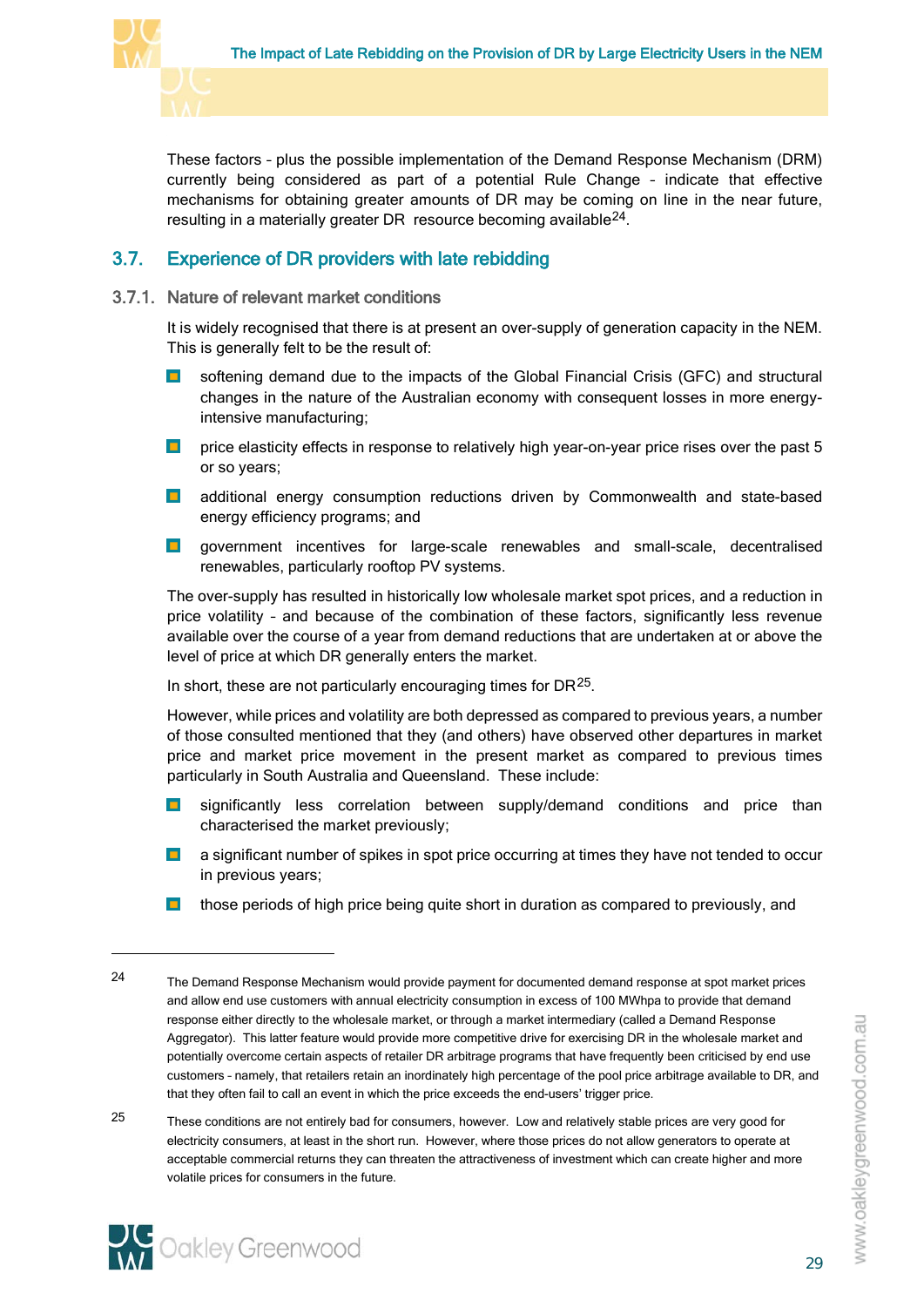These factors – plus the possible implementation of the Demand Response Mechanism (DRM) currently being considered as part of a potential Rule Change – indicate that effective mechanisms for obtaining greater amounts of DR may be coming on line in the near future, resulting in a materially greater DR resource becoming available[24].

## 3.7. Experience of DR providers with late rebidding

### 3.7.1. Nature of relevant market conditions

It is widely recognised that there is at present an over-supply of generation capacity in the NEM. This is generally felt to be the result of:

- softening demand due to the impacts of the Global Financial Crisis (GFC) and structural changes in the nature of the Australian economy with consequent losses in more energy-intensive manufacturing;
- price elasticity effects in response to relatively high year-on-year price rises over the past 5 or so years;
- additional energy consumption reductions driven by Commonwealth and state-based energy efficiency programs; and
- government incentives for large-scale renewables and small-scale, decentralised renewables, particularly rooftop PV systems.

The over-supply has resulted in historically low wholesale market spot prices, and a reduction in price volatility – and because of the combination of these factors, significantly less revenue available over the course of a year from demand reductions that are undertaken at or above the level of price at which DR generally enters the market.

In short, these are not particularly encouraging times for DR[25].

However, while prices and volatility are both depressed as compared to previous years, a number of those consulted mentioned that they (and others) have observed other departures in market price and market price movement in the present market as compared to previous times particularly in South Australia and Queensland. These include:

- significantly less correlation between supply/demand conditions and price than characterised the market previously;
- a significant number of spikes in spot price occurring at times they have not tended to occur in previous years;
- those periods of high price being quite short in duration as compared to previously, and

---

24 The Demand Response Mechanism would provide payment for documented demand response at spot market prices and allow end use customers with annual electricity consumption in excess of 100 MWhpa to provide that demand response either directly to the wholesale market, or through a market intermediary (called a Demand Response Aggregator). This latter feature would provide more competitive drive for exercising DR in the wholesale market and potentially overcome certain aspects of retailer DR arbitrage programs that have frequently been criticised by end use customers – namely, that retailers retain an inordinately high percentage of the pool price arbitrage available to DR, and that they often fail to call an event in which the price exceeds the end-users' trigger price.

25 These conditions are not entirely bad for consumers, however. Low and relatively stable prices are very good for electricity consumers, at least in the short run. However, where those prices do not allow generators to operate at acceptable commercial returns they can threaten the attractiveness of investment which can create higher and more volatile prices for consumers in the future.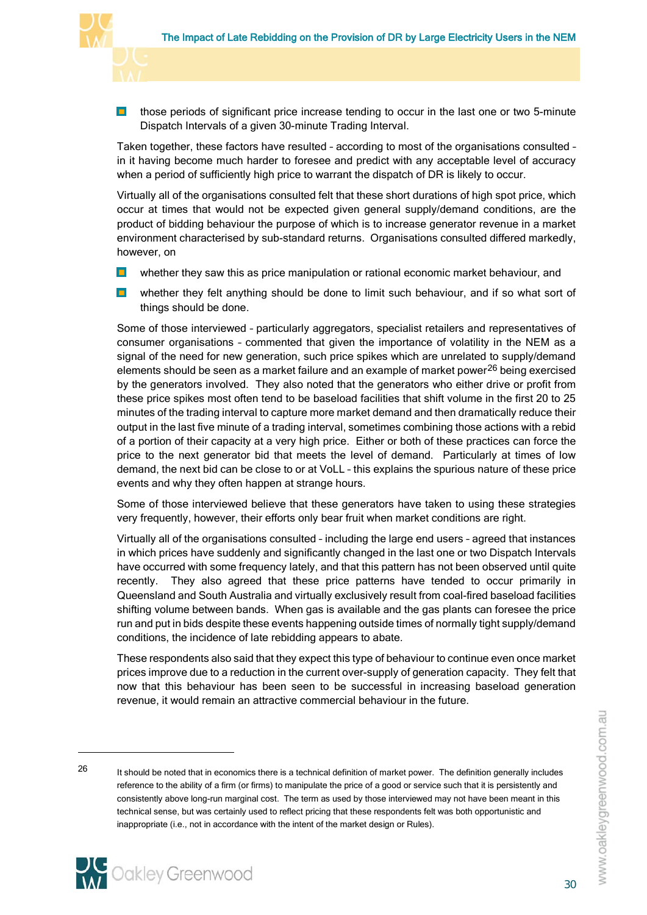- those periods of significant price increase tending to occur in the last one or two 5-minute Dispatch Intervals of a given 30-minute Trading Interval.

Taken together, these factors have resulted – according to most of the organisations consulted – in it having become much harder to foresee and predict with any acceptable level of accuracy when a period of sufficiently high price to warrant the dispatch of DR is likely to occur.

Virtually all of the organisations consulted felt that these short durations of high spot price, which occur at times that would not be expected given general supply/demand conditions, are the product of bidding behaviour the purpose of which is to increase generator revenue in a market environment characterised by sub-standard returns. Organisations consulted differed markedly, however, on

- whether they saw this as price manipulation or rational economic market behaviour, and
- whether they felt anything should be done to limit such behaviour, and if so what sort of things should be done.

Some of those interviewed – particularly aggregators, specialist retailers and representatives of consumer organisations – commented that given the importance of volatility in the NEM as a signal of the need for new generation, such price spikes which are unrelated to supply/demand elements should be seen as a market failure and an example of market power[26] being exercised by the generators involved. They also noted that the generators who either drive or profit from these price spikes most often tend to be baseload facilities that shift volume in the first 20 to 25 minutes of the trading interval to capture more market demand and then dramatically reduce their output in the last five minute of a trading interval, sometimes combining those actions with a rebid of a portion of their capacity at a very high price. Either or both of these practices can force the price to the next generator bid that meets the level of demand. Particularly at times of low demand, the next bid can be close to or at VoLL – this explains the spurious nature of these price events and why they often happen at strange hours.

Some of those interviewed believe that these generators have taken to using these strategies very frequently, however, their efforts only bear fruit when market conditions are right.

Virtually all of the organisations consulted – including the large end users – agreed that instances in which prices have suddenly and significantly changed in the last one or two Dispatch Intervals have occurred with some frequency lately, and that this pattern has not been observed until quite recently. They also agreed that these price patterns have tended to occur primarily in Queensland and South Australia and virtually exclusively result from coal-fired baseload facilities shifting volume between bands. When gas is available and the gas plants can foresee the price run and put in bids despite these events happening outside times of normally tight supply/demand conditions, the incidence of late rebidding appears to abate.

These respondents also said that they expect this type of behaviour to continue even once market prices improve due to a reduction in the current over-supply of generation capacity. They felt that now that this behaviour has been seen to be successful in increasing baseload generation revenue, it would remain an attractive commercial behaviour in the future.

[26] It should be noted that in economics there is a technical definition of market power. The definition generally includes reference to the ability of a firm (or firms) to manipulate the price of a good or service such that it is persistently and consistently above long-run marginal cost. The term as used by those interviewed may not have been meant in this technical sense, but was certainly used to reflect pricing that these respondents felt was both opportunistic and inappropriate (i.e., not in accordance with the intent of the market design or Rules).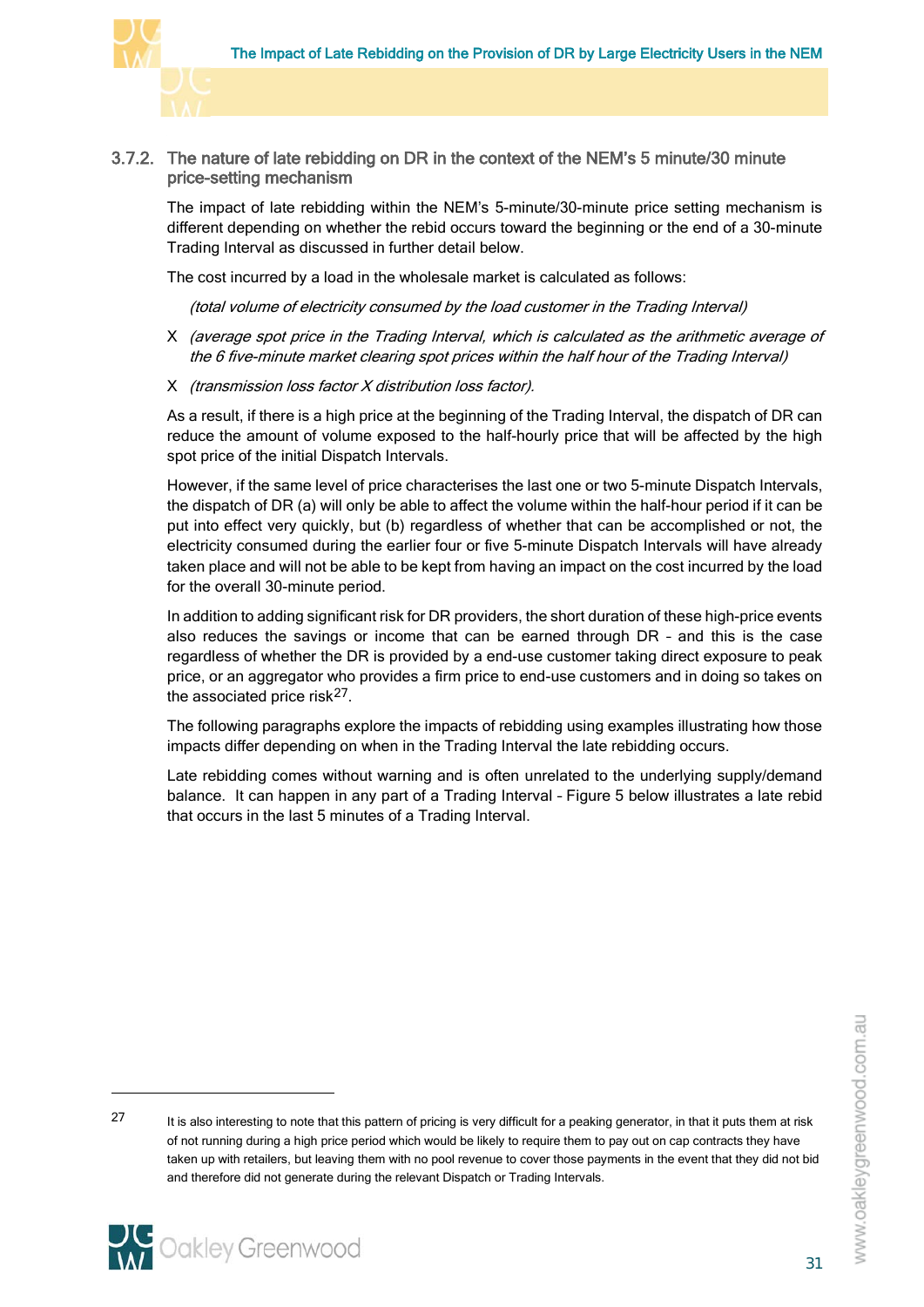### 3.7.2. The nature of late rebidding on DR in the context of the NEM's 5 minute/30 minute price-setting mechanism

The impact of late rebidding within the NEM's 5-minute/30-minute price setting mechanism is different depending on whether the rebid occurs toward the beginning or the end of a 30-minute Trading Interval as discussed in further detail below.

The cost incurred by a load in the wholesale market is calculated as follows:

*(total volume of electricity consumed by the load customer in the Trading Interval)*

X *(average spot price in the Trading Interval, which is calculated as the arithmetic average of the 6 five-minute market clearing spot prices within the half hour of the Trading Interval)*

X *(transmission loss factor X distribution loss factor).*

As a result, if there is a high price at the beginning of the Trading Interval, the dispatch of DR can reduce the amount of volume exposed to the half-hourly price that will be affected by the high spot price of the initial Dispatch Intervals.

However, if the same level of price characterises the last one or two 5-minute Dispatch Intervals, the dispatch of DR (a) will only be able to affect the volume within the half-hour period if it can be put into effect very quickly, but (b) regardless of whether that can be accomplished or not, the electricity consumed during the earlier four or five 5-minute Dispatch Intervals will have already taken place and will not be able to be kept from having an impact on the cost incurred by the load for the overall 30-minute period.

In addition to adding significant risk for DR providers, the short duration of these high-price events also reduces the savings or income that can be earned through DR – and this is the case regardless of whether the DR is provided by a end-use customer taking direct exposure to peak price, or an aggregator who provides a firm price to end-use customers and in doing so takes on the associated price risk[27].

The following paragraphs explore the impacts of rebidding using examples illustrating how those impacts differ depending on when in the Trading Interval the late rebidding occurs.

Late rebidding comes without warning and is often unrelated to the underlying supply/demand balance. It can happen in any part of a Trading Interval – Figure 5 below illustrates a late rebid that occurs in the last 5 minutes of a Trading Interval.

---

27 It is also interesting to note that this pattern of pricing is very difficult for a peaking generator, in that it puts them at risk of not running during a high price period which would be likely to require them to pay out on cap contracts they have taken up with retailers, but leaving them with no pool revenue to cover those payments in the event that they did not bid and therefore did not generate during the relevant Dispatch or Trading Intervals.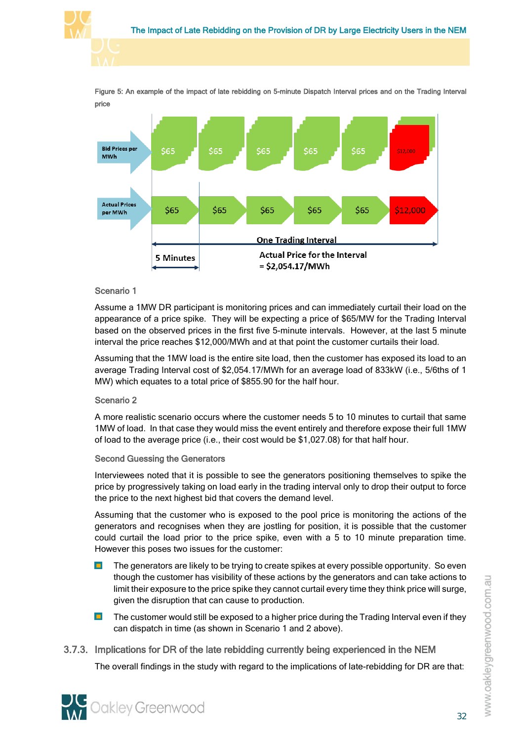Figure 5: An example of the impact of late rebidding on 5-minute Dispatch Interval prices and on the Trading Interval price

Bid Prices per MWh
$65
$65
$65
$65
$65
$12,000

Actual Prices per MWh
$65
$65
$65
$65
$65
$12,000

One Trading Interval
5 Minutes
Actual Price for the Interval = $2,054.17/MWh

### Scenario 1

Assume a 1MW DR participant is monitoring prices and can immediately curtail their load on the appearance of a price spike. They will be expecting a price of $65/MW for the Trading Interval based on the observed prices in the first five 5-minute intervals. However, at the last 5 minute interval the price reaches $12,000/MWh and at that point the customer curtails their load.

Assuming that the 1MW load is the entire site load, then the customer has exposed its load to an average Trading Interval cost of $2,054.17/MWh for an average load of 833kW (i.e., 5/6ths of 1 MW) which equates to a total price of $855.90 for the half hour.

### Scenario 2

A more realistic scenario occurs where the customer needs 5 to 10 minutes to curtail that same 1MW of load. In that case they would miss the event entirely and therefore expose their full 1MW of load to the average price (i.e., their cost would be $1,027.08) for that half hour.

### Second Guessing the Generators

Interviewees noted that it is possible to see the generators positioning themselves to spike the price by progressively taking on load early in the trading interval only to drop their output to force the price to the next highest bid that covers the demand level.

Assuming that the customer who is exposed to the pool price is monitoring the actions of the generators and recognises when they are jostling for position, it is possible that the customer could curtail the load prior to the price spike, even with a 5 to 10 minute preparation time. However this poses two issues for the customer:

- The generators are likely to be trying to create spikes at every possible opportunity. So even though the customer has visibility of these actions by the generators and can take actions to limit their exposure to the price spike they cannot curtail every time they think price will surge, given the disruption that can cause to production.
- The customer would still be exposed to a higher price during the Trading Interval even if they can dispatch in time (as shown in Scenario 1 and 2 above).

## 3.7.3. Implications for DR of the late rebidding currently being experienced in the NEM

The overall findings in the study with regard to the implications of late-rebidding for DR are that: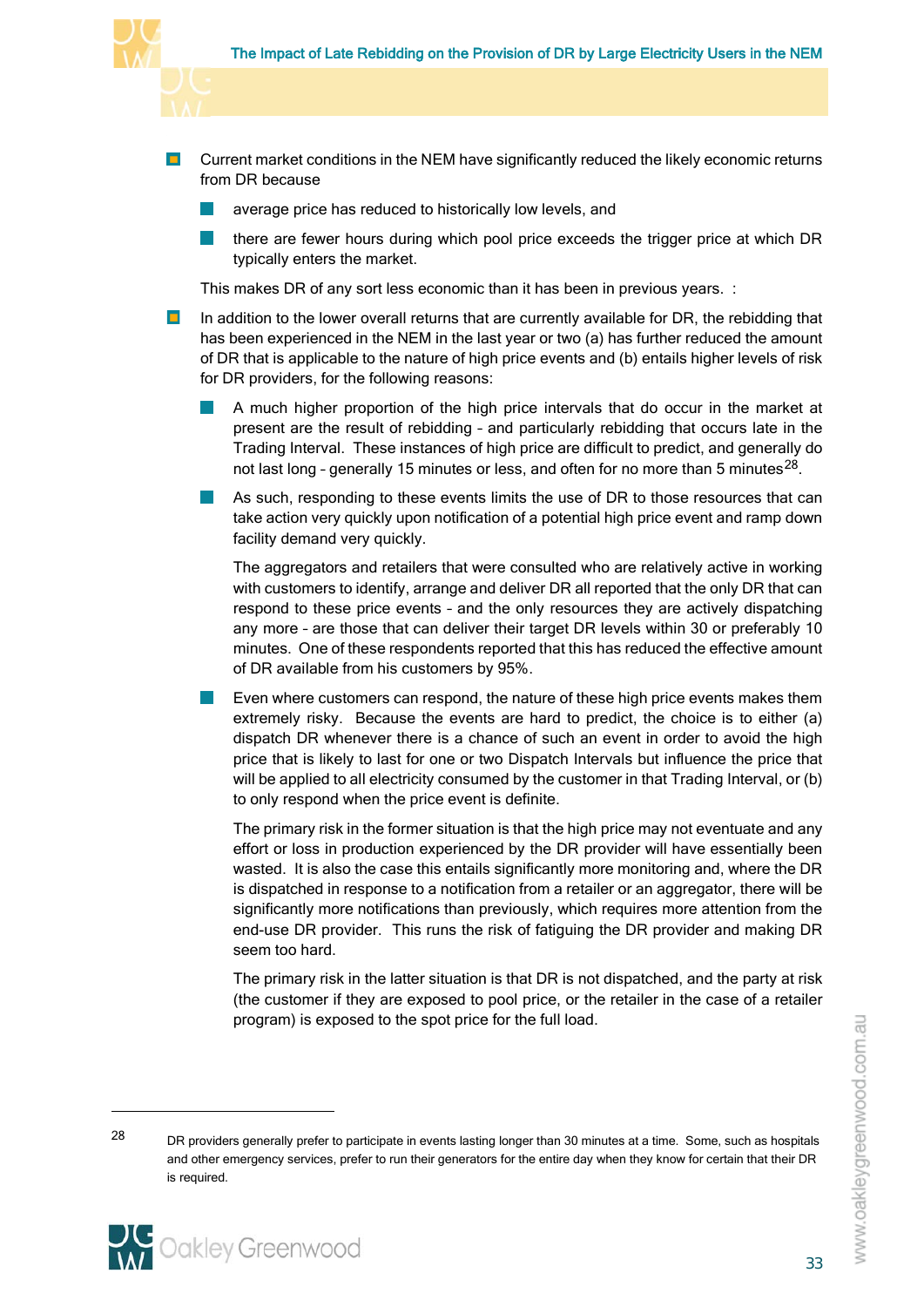- Current market conditions in the NEM have significantly reduced the likely economic returns from DR because
  - average price has reduced to historically low levels, and
  - there are fewer hours during which pool price exceeds the trigger price at which DR typically enters the market.

  This makes DR of any sort less economic than it has been in previous years. :

- In addition to the lower overall returns that are currently available for DR, the rebidding that has been experienced in the NEM in the last year or two (a) has further reduced the amount of DR that is applicable to the nature of high price events and (b) entails higher levels of risk for DR providers, for the following reasons:
  - A much higher proportion of the high price intervals that do occur in the market at present are the result of rebidding – and particularly rebidding that occurs late in the Trading Interval. These instances of high price are difficult to predict, and generally do not last long – generally 15 minutes or less, and often for no more than 5 minutes[28].
  - As such, responding to these events limits the use of DR to those resources that can take action very quickly upon notification of a potential high price event and ramp down facility demand very quickly.

    The aggregators and retailers that were consulted who are relatively active in working with customers to identify, arrange and deliver DR all reported that the only DR that can respond to these price events - and the only resources they are actively dispatching any more - are those that can deliver their target DR levels within 30 or preferably 10 minutes. One of these respondents reported that this has reduced the effective amount of DR available from his customers by 95%.
  - Even where customers can respond, the nature of these high price events makes them extremely risky. Because the events are hard to predict, the choice is to either (a) dispatch DR whenever there is a chance of such an event in order to avoid the high price that is likely to last for one or two Dispatch Intervals but influence the price that will be applied to all electricity consumed by the customer in that Trading Interval, or (b) to only respond when the price event is definite.

    The primary risk in the former situation is that the high price may not eventuate and any effort or loss in production experienced by the DR provider will have essentially been wasted. It is also the case this entails significantly more monitoring and, where the DR is dispatched in response to a notification from a retailer or an aggregator, there will be significantly more notifications than previously, which requires more attention from the end-use DR provider. This runs the risk of fatiguing the DR provider and making DR seem too hard.

    The primary risk in the latter situation is that DR is not dispatched, and the party at risk (the customer if they are exposed to pool price, or the retailer in the case of a retailer program) is exposed to the spot price for the full load.

---

28 DR providers generally prefer to participate in events lasting longer than 30 minutes at a time. Some, such as hospitals and other emergency services, prefer to run their generators for the entire day when they know for certain that their DR is required.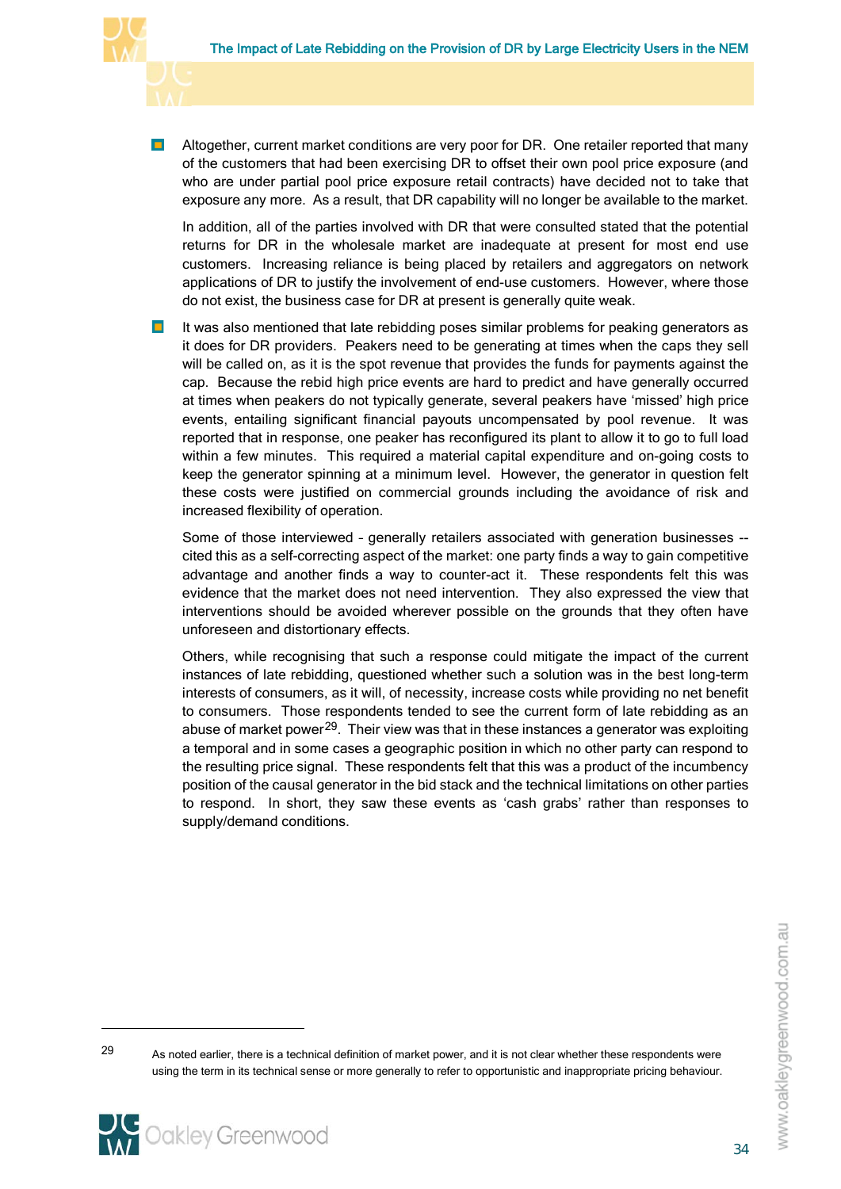- Altogether, current market conditions are very poor for DR. One retailer reported that many of the customers that had been exercising DR to offset their own pool price exposure (and who are under partial pool price exposure retail contracts) have decided not to take that exposure any more. As a result, that DR capability will no longer be available to the market.

  In addition, all of the parties involved with DR that were consulted stated that the potential returns for DR in the wholesale market are inadequate at present for most end use customers. Increasing reliance is being placed by retailers and aggregators on network applications of DR to justify the involvement of end-use customers. However, where those do not exist, the business case for DR at present is generally quite weak.

- It was also mentioned that late rebidding poses similar problems for peaking generators as it does for DR providers. Peakers need to be generating at times when the caps they sell will be called on, as it is the spot revenue that provides the funds for payments against the cap. Because the rebid high price events are hard to predict and have generally occurred at times when peakers do not typically generate, several peakers have 'missed' high price events, entailing significant financial payouts uncompensated by pool revenue. It was reported that in response, one peaker has reconfigured its plant to allow it to go to full load within a few minutes. This required a material capital expenditure and on-going costs to keep the generator spinning at a minimum level. However, the generator in question felt these costs were justified on commercial grounds including the avoidance of risk and increased flexibility of operation.

  Some of those interviewed – generally retailers associated with generation businesses -- cited this as a self-correcting aspect of the market: one party finds a way to gain competitive advantage and another finds a way to counter-act it. These respondents felt this was evidence that the market does not need intervention. They also expressed the view that interventions should be avoided wherever possible on the grounds that they often have unforeseen and distortionary effects.

  Others, while recognising that such a response could mitigate the impact of the current instances of late rebidding, questioned whether such a solution was in the best long-term interests of consumers, as it will, of necessity, increase costs while providing no net benefit to consumers. Those respondents tended to see the current form of late rebidding as an abuse of market power[29]. Their view was that in these instances a generator was exploiting a temporal and in some cases a geographic position in which no other party can respond to the resulting price signal. These respondents felt that this was a product of the incumbency position of the causal generator in the bid stack and the technical limitations on other parties to respond. In short, they saw these events as 'cash grabs' rather than responses to supply/demand conditions.

---

[29] As noted earlier, there is a technical definition of market power, and it is not clear whether these respondents were using the term in its technical sense or more generally to refer to opportunistic and inappropriate pricing behaviour.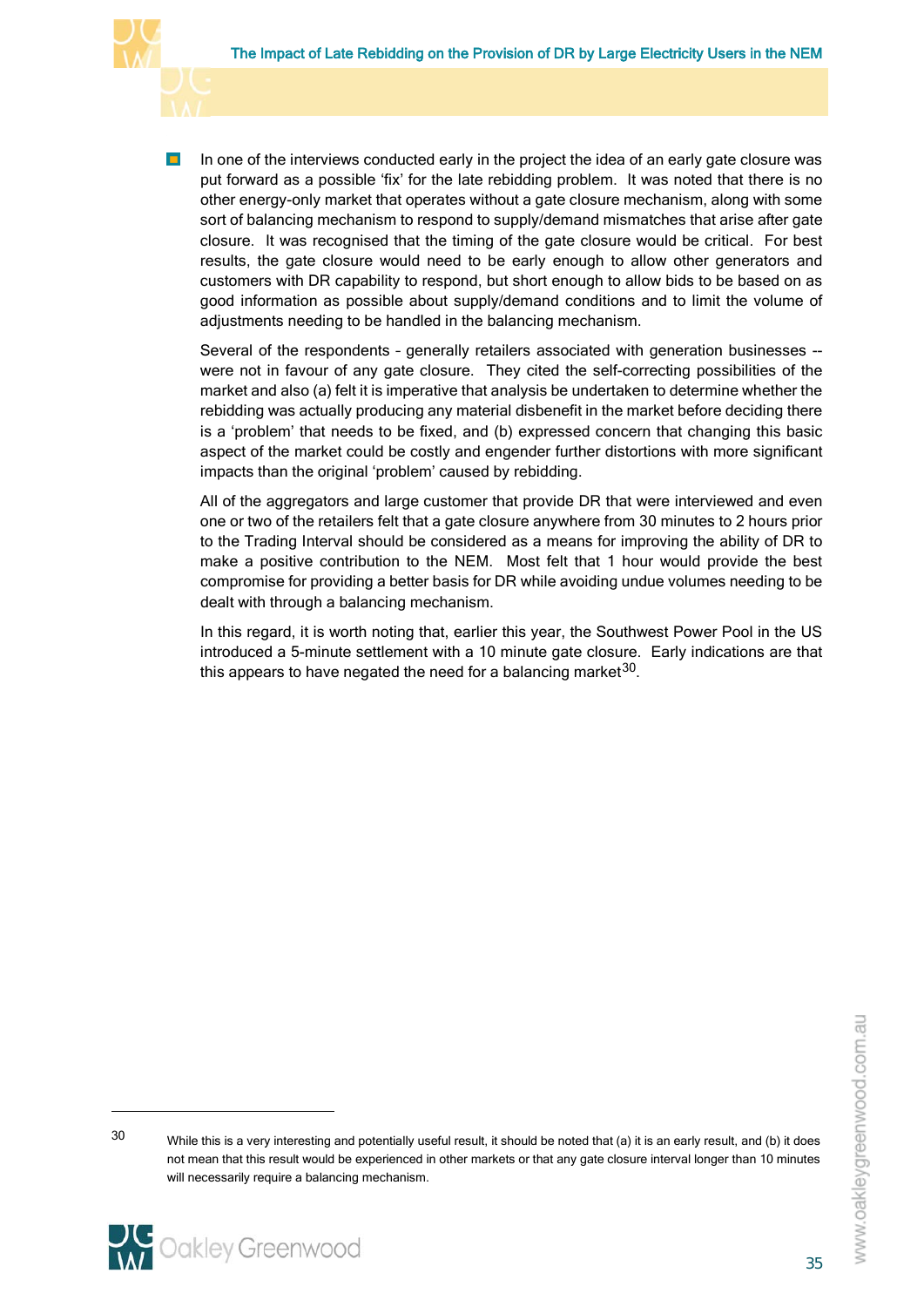- In one of the interviews conducted early in the project the idea of an early gate closure was put forward as a possible 'fix' for the late rebidding problem. It was noted that there is no other energy-only market that operates without a gate closure mechanism, along with some sort of balancing mechanism to respond to supply/demand mismatches that arise after gate closure. It was recognised that the timing of the gate closure would be critical. For best results, the gate closure would need to be early enough to allow other generators and customers with DR capability to respond, but short enough to allow bids to be based on as good information as possible about supply/demand conditions and to limit the volume of adjustments needing to be handled in the balancing mechanism.

  Several of the respondents – generally retailers associated with generation businesses -- were not in favour of any gate closure. They cited the self-correcting possibilities of the market and also (a) felt it is imperative that analysis be undertaken to determine whether the rebidding was actually producing any material disbenefit in the market before deciding there is a 'problem' that needs to be fixed, and (b) expressed concern that changing this basic aspect of the market could be costly and engender further distortions with more significant impacts than the original 'problem' caused by rebidding.

  All of the aggregators and large customer that provide DR that were interviewed and even one or two of the retailers felt that a gate closure anywhere from 30 minutes to 2 hours prior to the Trading Interval should be considered as a means for improving the ability of DR to make a positive contribution to the NEM. Most felt that 1 hour would provide the best compromise for providing a better basis for DR while avoiding undue volumes needing to be dealt with through a balancing mechanism.

  In this regard, it is worth noting that, earlier this year, the Southwest Power Pool in the US introduced a 5-minute settlement with a 10 minute gate closure. Early indications are that this appears to have negated the need for a balancing market[30].

---

30 While this is a very interesting and potentially useful result, it should be noted that (a) it is an early result, and (b) it does not mean that this result would be experienced in other markets or that any gate closure interval longer than 10 minutes will necessarily require a balancing mechanism.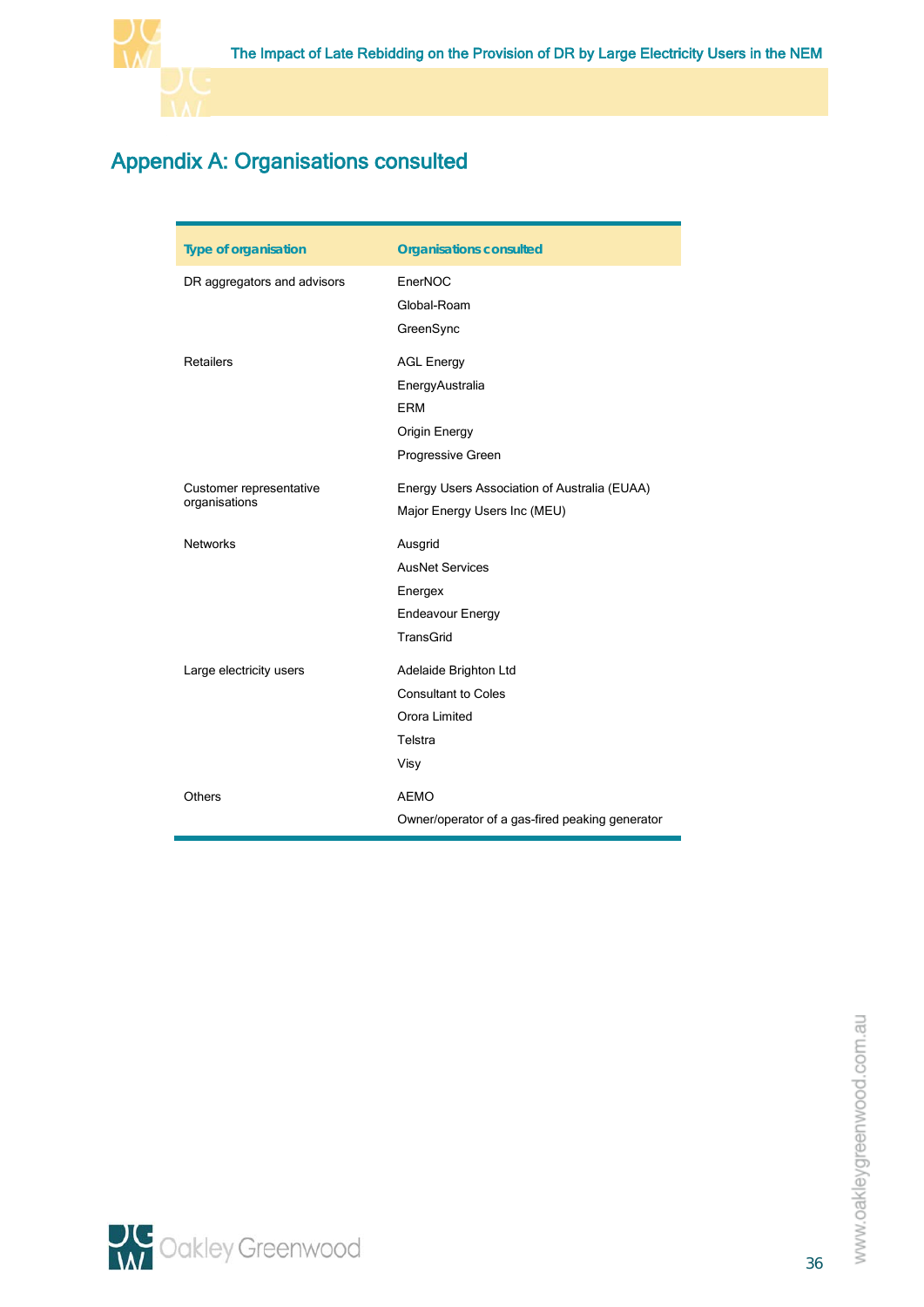# Appendix A: Organisations consulted

| Type of organisation | Organisations consulted |
| --- | --- |
| DR aggregators and advisors | EnerNOC |
| | Global-Roam |
| | GreenSync |
| Retailers | AGL Energy |
| | EnergyAustralia |
| | ERM |
| | Origin Energy |
| | Progressive Green |
| Customer representative organisations | Energy Users Association of Australia (EUAA) |
| | Major Energy Users Inc (MEU) |
| Networks | Ausgrid |
| | AusNet Services |
| | Energex |
| | Endeavour Energy |
| | TransGrid |
| Large electricity users | Adelaide Brighton Ltd |
| | Consultant to Coles |
| | Orora Limited |
| | Telstra |
| | Visy |
| Others | AEMO |
| | Owner/operator of a gas-fired peaking generator |